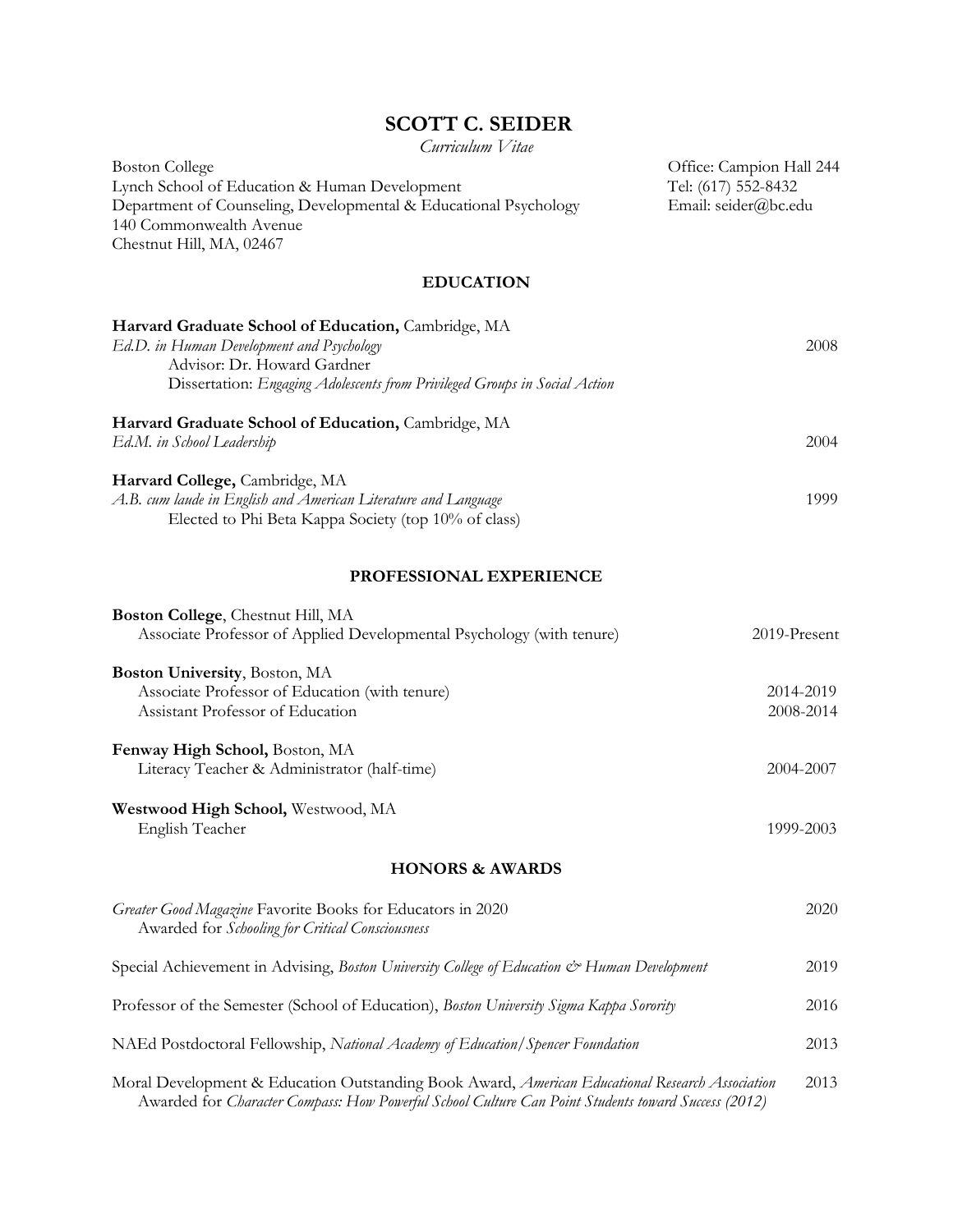# SCOTT C. SEIDER

*Curriculum Vitae*

Boston College
Lynch School of Education & Human Development
Department of Counseling, Developmental & Educational Psychology
140 Commonwealth Avenue
Chestnut Hill, MA, 02467

Office: Campion Hall 244
Tel: (617) 552-8432
Email: seider@bc.edu

## EDUCATION

**Harvard Graduate School of Education,** Cambridge, MA
*Ed.D. in Human Development and Psychology* — 2008
Advisor: Dr. Howard Gardner
Dissertation: *Engaging Adolescents from Privileged Groups in Social Action*

**Harvard Graduate School of Education,** Cambridge, MA
*Ed.M. in School Leadership* — 2004

**Harvard College,** Cambridge, MA
*A.B. cum laude in English and American Literature and Language* — 1999
Elected to Phi Beta Kappa Society (top 10% of class)

## PROFESSIONAL EXPERIENCE

**Boston College**, Chestnut Hill, MA
Associate Professor of Applied Developmental Psychology (with tenure) — 2019-Present

**Boston University**, Boston, MA
Associate Professor of Education (with tenure) — 2014-2019
Assistant Professor of Education — 2008-2014

**Fenway High School,** Boston, MA
Literacy Teacher & Administrator (half-time) — 2004-2007

**Westwood High School,** Westwood, MA
English Teacher — 1999-2003

## HONORS & AWARDS

*Greater Good Magazine* Favorite Books for Educators in 2020 — 2020
Awarded for *Schooling for Critical Consciousness*

Special Achievement in Advising, *Boston University College of Education & Human Development* — 2019

Professor of the Semester (School of Education), *Boston University Sigma Kappa Sorority* — 2016

NAEd Postdoctoral Fellowship, *National Academy of Education/Spencer Foundation* — 2013

Moral Development & Education Outstanding Book Award, *American Educational Research Association* — 2013
Awarded for *Character Compass: How Powerful School Culture Can Point Students toward Success (2012)*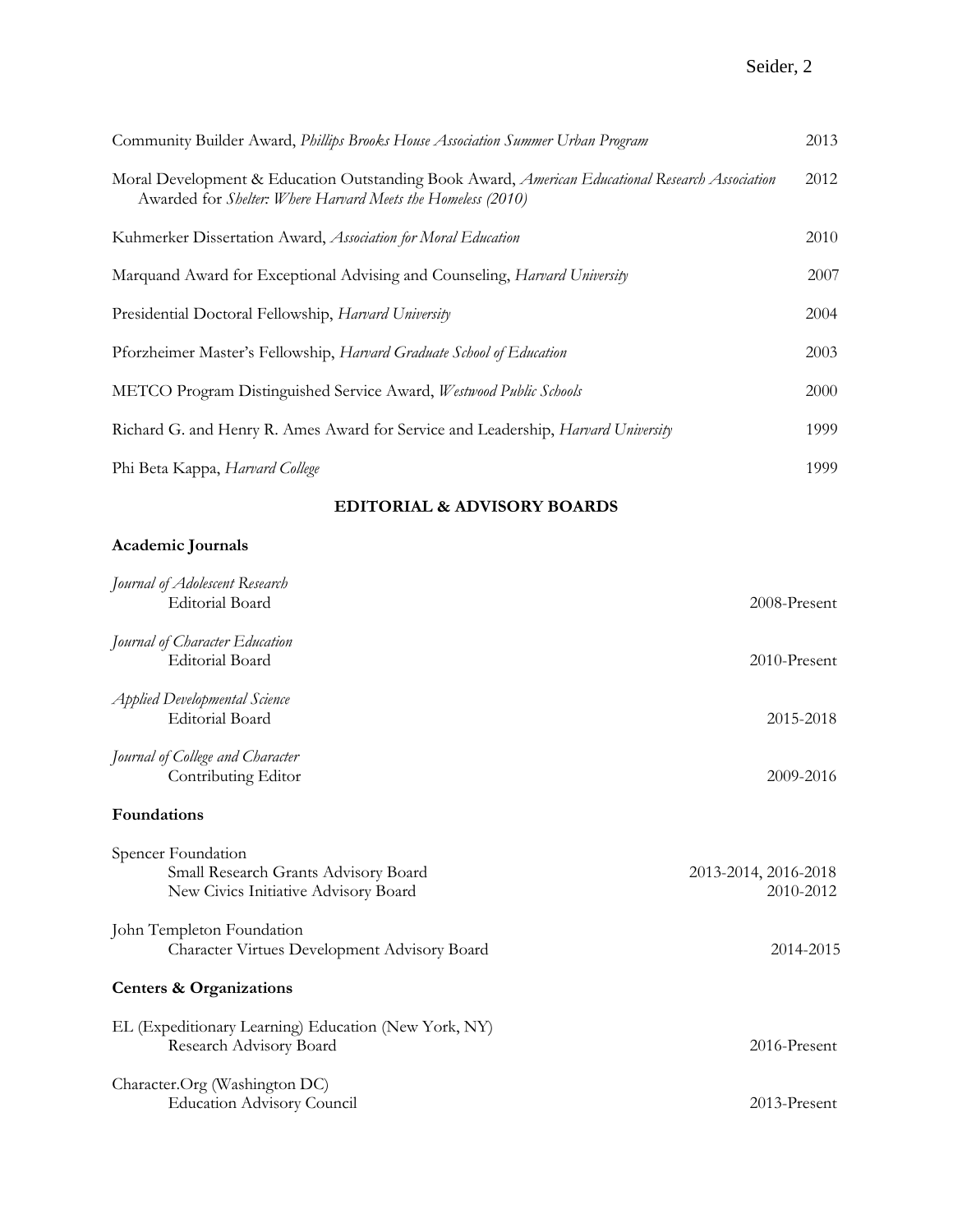Community Builder Award, *Phillips Brooks House Association Summer Urban Program* 2013

Moral Development & Education Outstanding Book Award, *American Educational Research Association* 2012
Awarded for *Shelter: Where Harvard Meets the Homeless (2010)*

Kuhmerker Dissertation Award, *Association for Moral Education* 2010

Marquand Award for Exceptional Advising and Counseling, *Harvard University* 2007

Presidential Doctoral Fellowship, *Harvard University* 2004

Pforzheimer Master's Fellowship, *Harvard Graduate School of Education* 2003

METCO Program Distinguished Service Award, *Westwood Public Schools* 2000

Richard G. and Henry R. Ames Award for Service and Leadership, *Harvard University* 1999

Phi Beta Kappa, *Harvard College* 1999

## EDITORIAL & ADVISORY BOARDS

### Academic Journals

*Journal of Adolescent Research*
Editorial Board 2008-Present

*Journal of Character Education*
Editorial Board 2010-Present

*Applied Developmental Science*
Editorial Board 2015-2018

*Journal of College and Character*
Contributing Editor 2009-2016

### Foundations

Spencer Foundation
Small Research Grants Advisory Board 2013-2014, 2016-2018
New Civics Initiative Advisory Board 2010-2012

John Templeton Foundation
Character Virtues Development Advisory Board 2014-2015

### Centers & Organizations

EL (Expeditionary Learning) Education (New York, NY)
Research Advisory Board 2016-Present

Character.Org (Washington DC)
Education Advisory Council 2013-Present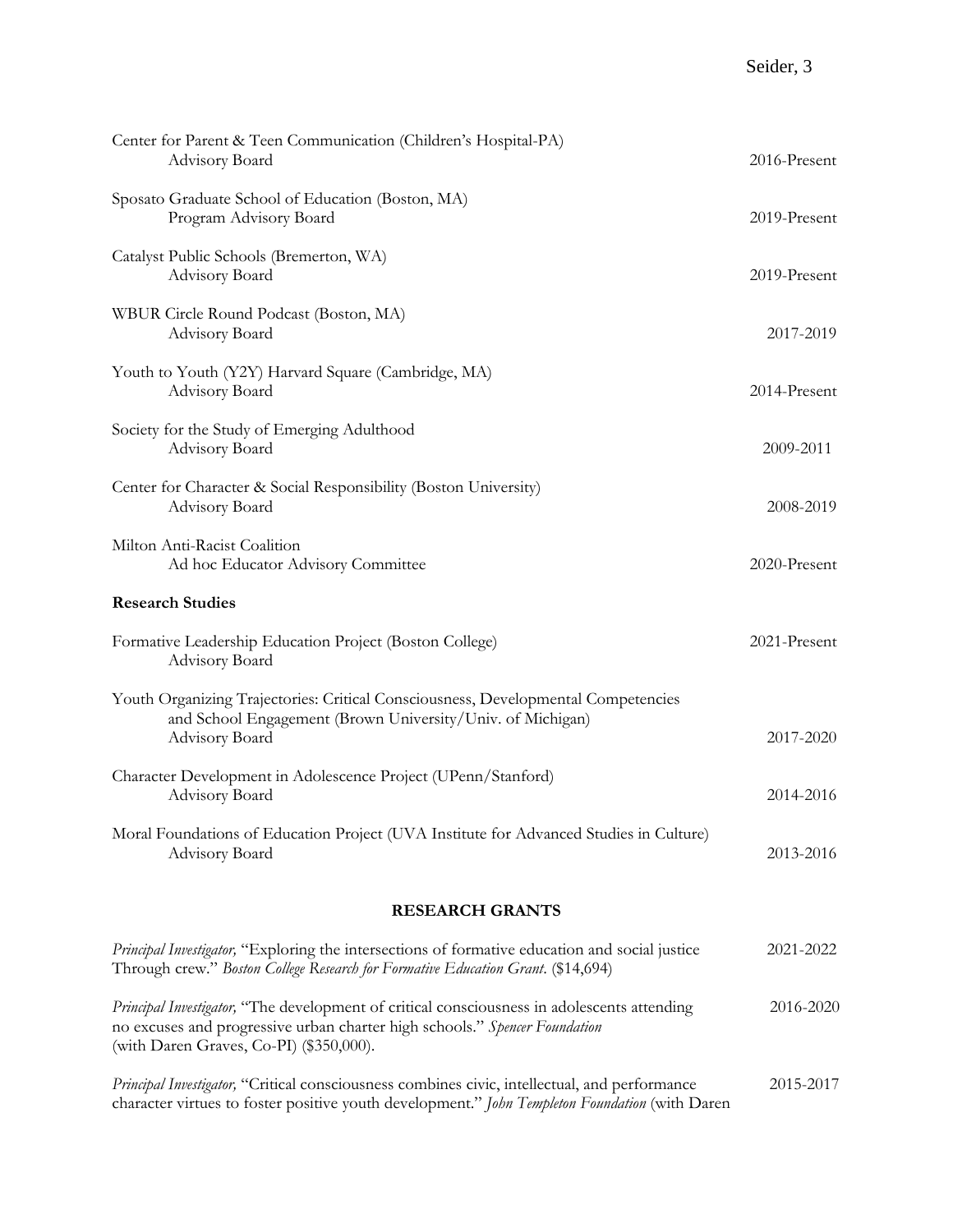Center for Parent & Teen Communication (Children's Hospital-PA)
Advisory Board 2016-Present

Sposato Graduate School of Education (Boston, MA)
Program Advisory Board 2019-Present

Catalyst Public Schools (Bremerton, WA)
Advisory Board 2019-Present

WBUR Circle Round Podcast (Boston, MA)
Advisory Board 2017-2019

Youth to Youth (Y2Y) Harvard Square (Cambridge, MA)
Advisory Board 2014-Present

Society for the Study of Emerging Adulthood
Advisory Board 2009-2011

Center for Character & Social Responsibility (Boston University)
Advisory Board 2008-2019

Milton Anti-Racist Coalition
Ad hoc Educator Advisory Committee 2020-Present

**Research Studies**

Formative Leadership Education Project (Boston College) 2021-Present
Advisory Board

Youth Organizing Trajectories: Critical Consciousness, Developmental Competencies and School Engagement (Brown University/Univ. of Michigan)
Advisory Board 2017-2020

Character Development in Adolescence Project (UPenn/Stanford)
Advisory Board 2014-2016

Moral Foundations of Education Project (UVA Institute for Advanced Studies in Culture)
Advisory Board 2013-2016

## RESEARCH GRANTS

*Principal Investigator,* "Exploring the intersections of formative education and social justice Through crew." *Boston College Research for Formative Education Grant*. ($14,694) 2021-2022

*Principal Investigator,* "The development of critical consciousness in adolescents attending no excuses and progressive urban charter high schools." *Spencer Foundation* (with Daren Graves, Co-PI) ($350,000). 2016-2020

*Principal Investigator,* "Critical consciousness combines civic, intellectual, and performance character virtues to foster positive youth development." *John Templeton Foundation* (with Daren 2015-2017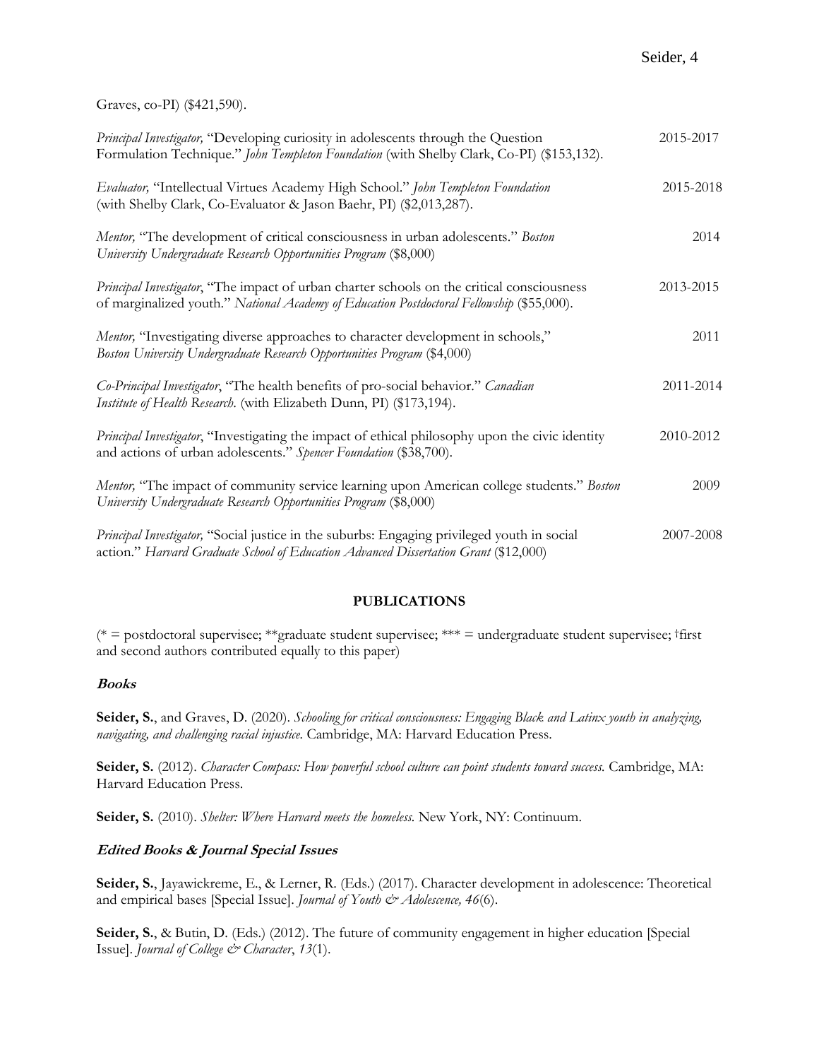Graves, co-PI) ($421,590).

*Principal Investigator,* "Developing curiosity in adolescents through the Question Formulation Technique." *John Templeton Foundation* (with Shelby Clark, Co-PI) ($153,132). 2015-2017

*Evaluator,* "Intellectual Virtues Academy High School." *John Templeton Foundation* (with Shelby Clark, Co-Evaluator & Jason Baehr, PI) ($2,013,287). 2015-2018

*Mentor,* "The development of critical consciousness in urban adolescents." *Boston University Undergraduate Research Opportunities Program* ($8,000) 2014

*Principal Investigator*, "The impact of urban charter schools on the critical consciousness of marginalized youth." *National Academy of Education Postdoctoral Fellowship* ($55,000). 2013-2015

*Mentor,* "Investigating diverse approaches to character development in schools," *Boston University Undergraduate Research Opportunities Program* ($4,000) 2011

*Co-Principal Investigator*, "The health benefits of pro-social behavior." *Canadian Institute of Health Research*. (with Elizabeth Dunn, PI) ($173,194). 2011-2014

*Principal Investigator*, "Investigating the impact of ethical philosophy upon the civic identity and actions of urban adolescents." *Spencer Foundation* ($38,700). 2010-2012

*Mentor,* "The impact of community service learning upon American college students." *Boston University Undergraduate Research Opportunities Program* ($8,000) 2009

*Principal Investigator,* "Social justice in the suburbs: Engaging privileged youth in social action." *Harvard Graduate School of Education Advanced Dissertation Grant* ($12,000) 2007-2008

## PUBLICATIONS

(* = postdoctoral supervisee; **graduate student supervisee; *** = undergraduate student supervisee; †first and second authors contributed equally to this paper)

### Books

**Seider, S.**, and Graves, D. (2020). *Schooling for critical consciousness: Engaging Black and Latinx youth in analyzing, navigating, and challenging racial injustice.* Cambridge, MA: Harvard Education Press.

**Seider, S.** (2012). *Character Compass: How powerful school culture can point students toward success.* Cambridge, MA: Harvard Education Press.

**Seider, S.** (2010). *Shelter: Where Harvard meets the homeless.* New York, NY: Continuum.

### Edited Books & Journal Special Issues

**Seider, S.**, Jayawickreme, E., & Lerner, R. (Eds.) (2017). Character development in adolescence: Theoretical and empirical bases [Special Issue]. *Journal of Youth & Adolescence, 46*(6).

**Seider, S.**, & Butin, D. (Eds.) (2012). The future of community engagement in higher education [Special Issue]. *Journal of College & Character*, *13*(1).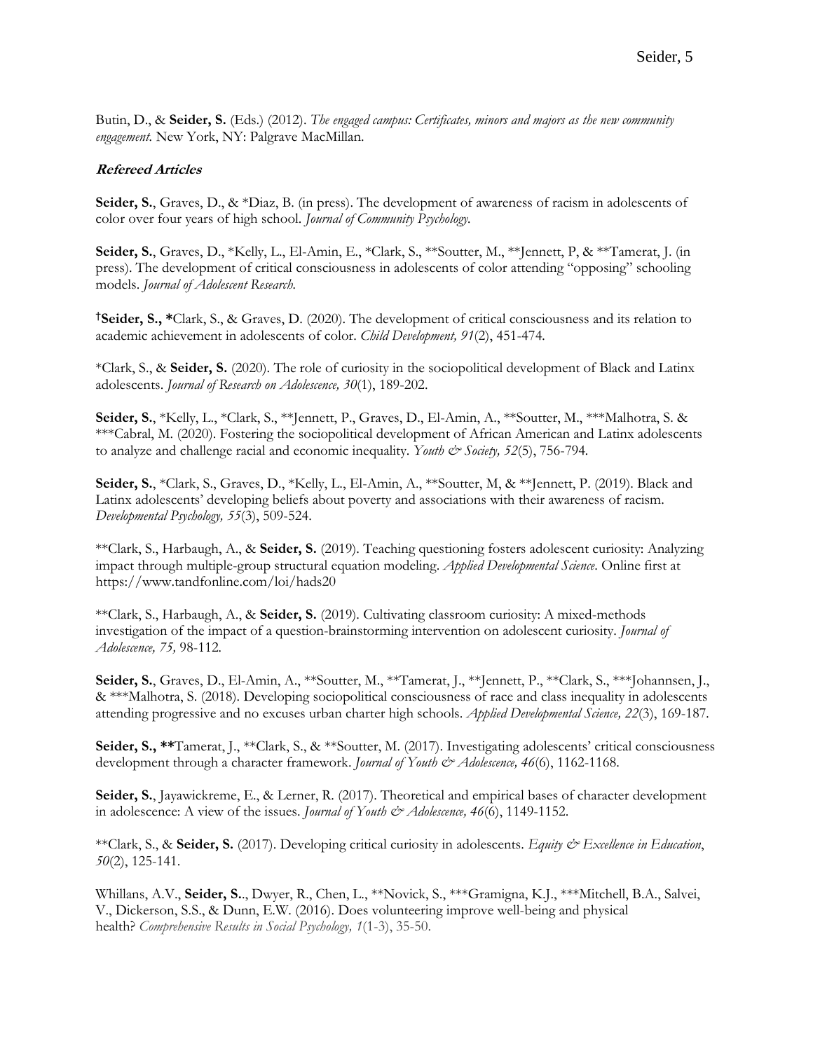Butin, D., & **Seider, S.** (Eds.) (2012). *The engaged campus: Certificates, minors and majors as the new community engagement.* New York, NY: Palgrave MacMillan.

### Refereed Articles

**Seider, S.**, Graves, D., & *Diaz, B. (in press). The development of awareness of racism in adolescents of color over four years of high school. *Journal of Community Psychology.*

**Seider, S.**, Graves, D., *Kelly, L., El-Amin, E., *Clark, S., **Soutter, M., **Jennett, P, & **Tamerat, J. (in press). The development of critical consciousness in adolescents of color attending "opposing" schooling models. *Journal of Adolescent Research.*

**†Seider, S., ***Clark, S., & Graves, D. (2020). The development of critical consciousness and its relation to academic achievement in adolescents of color. *Child Development, 91*(2), 451-474.

*Clark, S., & **Seider, S.** (2020). The role of curiosity in the sociopolitical development of Black and Latinx adolescents. *Journal of Research on Adolescence, 30*(1), 189-202.

**Seider, S.**, *Kelly, L., *Clark, S., **Jennett, P., Graves, D., El-Amin, A., **Soutter, M., ***Malhotra, S. & ***Cabral, M. (2020). Fostering the sociopolitical development of African American and Latinx adolescents to analyze and challenge racial and economic inequality. *Youth & Society, 52*(5), 756-794.

**Seider, S.**, *Clark, S., Graves, D., *Kelly, L., El-Amin, A., **Soutter, M, & **Jennett, P. (2019). Black and Latinx adolescents' developing beliefs about poverty and associations with their awareness of racism. *Developmental Psychology, 55*(3), 509-524.

**Clark, S., Harbaugh, A., & **Seider, S.** (2019). Teaching questioning fosters adolescent curiosity: Analyzing impact through multiple-group structural equation modeling. *Applied Developmental Science*. Online first at https://www.tandfonline.com/loi/hads20

**Clark, S., Harbaugh, A., & **Seider, S.** (2019). Cultivating classroom curiosity: A mixed-methods investigation of the impact of a question-brainstorming intervention on adolescent curiosity. *Journal of Adolescence, 75,* 98-112.

**Seider, S.**, Graves, D., El-Amin, A., **Soutter, M., **Tamerat, J., **Jennett, P., **Clark, S., ***Johannsen, J., & ***Malhotra, S. (2018). Developing sociopolitical consciousness of race and class inequality in adolescents attending progressive and no excuses urban charter high schools. *Applied Developmental Science, 22*(3), 169-187.

**Seider, S., ****Tamerat, J., **Clark, S., & **Soutter, M. (2017). Investigating adolescents' critical consciousness development through a character framework. *Journal of Youth & Adolescence, 46*(6), 1162-1168.

**Seider, S.**, Jayawickreme, E., & Lerner, R. (2017). Theoretical and empirical bases of character development in adolescence: A view of the issues. *Journal of Youth & Adolescence, 46*(6), 1149-1152.

**Clark, S., & **Seider, S.** (2017). Developing critical curiosity in adolescents. *Equity & Excellence in Education*, *50*(2), 125-141.

Whillans, A.V., **Seider, S.**., Dwyer, R., Chen, L., **Novick, S., ***Gramigna, K.J., ***Mitchell, B.A., Salvei, V., Dickerson, S.S., & Dunn, E.W. (2016). Does volunteering improve well-being and physical health? *Comprehensive Results in Social Psychology, 1*(1-3), 35-50.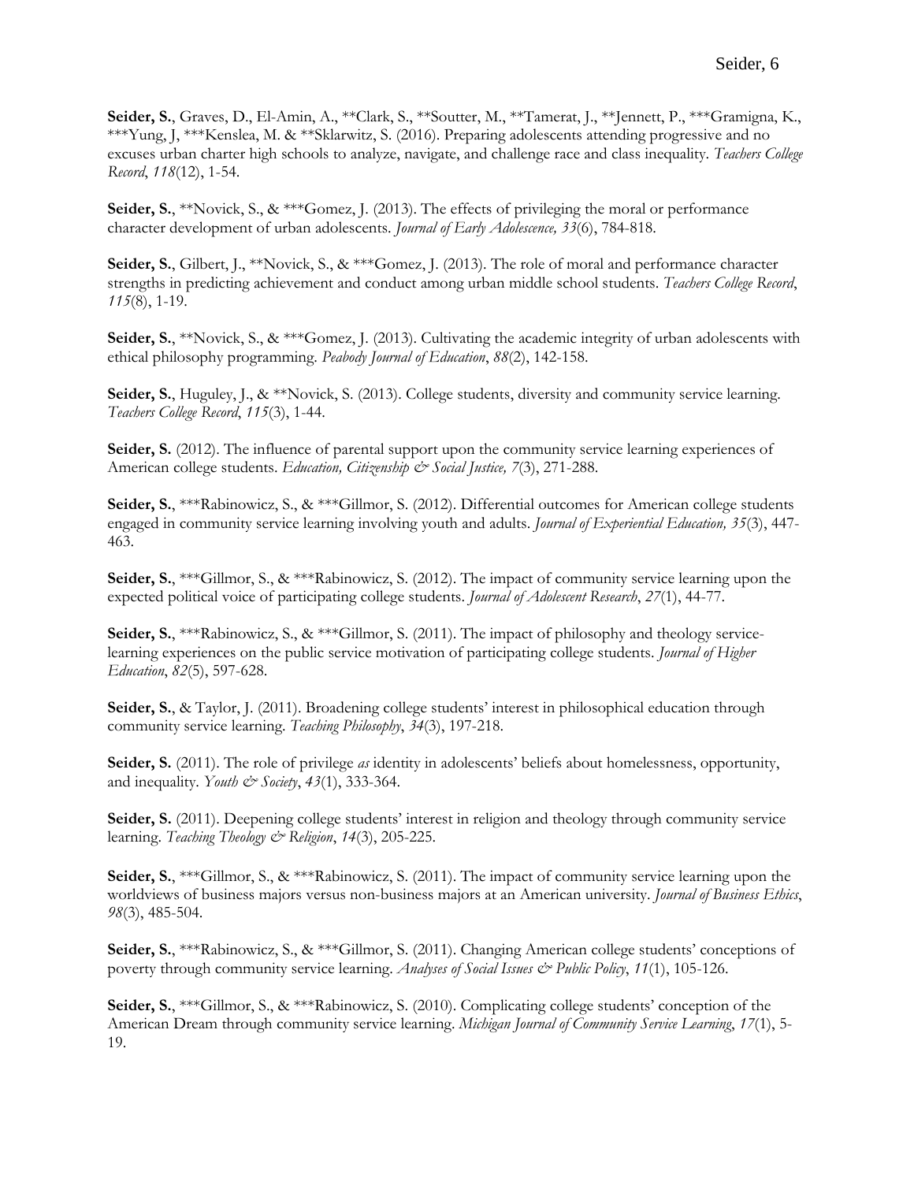**Seider, S.**, Graves, D., El-Amin, A., **Clark, S., **Soutter, M., **Tamerat, J., **Jennett, P., ***Gramigna, K., ***Yung, J, ***Kenslea, M. & **Sklarwitz, S. (2016). Preparing adolescents attending progressive and no excuses urban charter high schools to analyze, navigate, and challenge race and class inequality. *Teachers College Record*, *118*(12), 1-54.

**Seider, S.**, **Novick, S., & ***Gomez, J. (2013). The effects of privileging the moral or performance character development of urban adolescents. *Journal of Early Adolescence, 33*(6), 784-818.

**Seider, S.**, Gilbert, J., **Novick, S., & ***Gomez, J. (2013). The role of moral and performance character strengths in predicting achievement and conduct among urban middle school students. *Teachers College Record*, *115*(8), 1-19.

**Seider, S.**, **Novick, S., & ***Gomez, J. (2013). Cultivating the academic integrity of urban adolescents with ethical philosophy programming. *Peabody Journal of Education*, *88*(2), 142-158.

**Seider, S.**, Huguley, J., & **Novick, S. (2013). College students, diversity and community service learning. *Teachers College Record*, *115*(3), 1-44.

**Seider, S.** (2012). The influence of parental support upon the community service learning experiences of American college students. *Education, Citizenship & Social Justice, 7*(3), 271-288.

**Seider, S.**, ***Rabinowicz, S., & ***Gillmor, S. (2012). Differential outcomes for American college students engaged in community service learning involving youth and adults. *Journal of Experiential Education, 35*(3), 447-463.

**Seider, S.**, ***Gillmor, S., & ***Rabinowicz, S. (2012). The impact of community service learning upon the expected political voice of participating college students. *Journal of Adolescent Research*, *27*(1), 44-77.

**Seider, S.**, ***Rabinowicz, S., & ***Gillmor, S. (2011). The impact of philosophy and theology service-learning experiences on the public service motivation of participating college students. *Journal of Higher Education*, *82*(5), 597-628.

**Seider, S.**, & Taylor, J. (2011). Broadening college students' interest in philosophical education through community service learning. *Teaching Philosophy*, *34*(3), 197-218.

**Seider, S.** (2011). The role of privilege *as* identity in adolescents' beliefs about homelessness, opportunity, and inequality. *Youth & Society*, *43*(1), 333-364.

**Seider, S.** (2011). Deepening college students' interest in religion and theology through community service learning. *Teaching Theology & Religion*, *14*(3), 205-225.

**Seider, S.**, ***Gillmor, S., & ***Rabinowicz, S. (2011). The impact of community service learning upon the worldviews of business majors versus non-business majors at an American university. *Journal of Business Ethics*, *98*(3), 485-504.

**Seider, S.**, ***Rabinowicz, S., & ***Gillmor, S. (2011). Changing American college students' conceptions of poverty through community service learning. *Analyses of Social Issues & Public Policy*, *11*(1), 105-126.

**Seider, S.**, ***Gillmor, S., & ***Rabinowicz, S. (2010). Complicating college students' conception of the American Dream through community service learning. *Michigan Journal of Community Service Learning*, *17*(1), 5-19.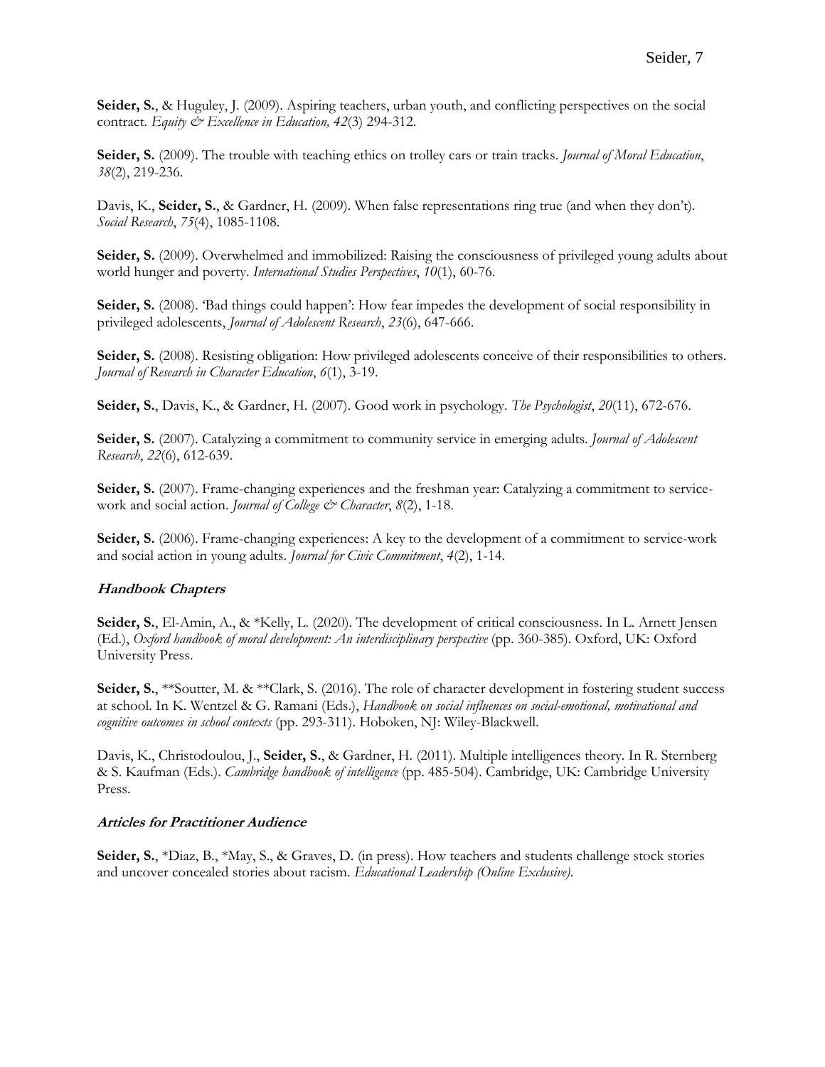**Seider, S.**, & Huguley, J. (2009). Aspiring teachers, urban youth, and conflicting perspectives on the social contract. *Equity & Excellence in Education, 42*(3) 294-312.

**Seider, S.** (2009). The trouble with teaching ethics on trolley cars or train tracks. *Journal of Moral Education*, *38*(2), 219-236.

Davis, K., **Seider, S.**, & Gardner, H. (2009). When false representations ring true (and when they don't). *Social Research*, *75*(4), 1085-1108.

**Seider, S.** (2009). Overwhelmed and immobilized: Raising the consciousness of privileged young adults about world hunger and poverty. *International Studies Perspectives*, *10*(1), 60-76.

**Seider, S.** (2008). 'Bad things could happen': How fear impedes the development of social responsibility in privileged adolescents, *Journal of Adolescent Research*, *23*(6), 647-666.

**Seider, S.** (2008). Resisting obligation: How privileged adolescents conceive of their responsibilities to others. *Journal of Research in Character Education*, *6*(1), 3-19.

**Seider, S.**, Davis, K., & Gardner, H. (2007). Good work in psychology. *The Psychologist*, *20*(11), 672-676.

**Seider, S.** (2007). Catalyzing a commitment to community service in emerging adults. *Journal of Adolescent Research*, *22*(6), 612-639.

**Seider, S.** (2007). Frame-changing experiences and the freshman year: Catalyzing a commitment to service-work and social action. *Journal of College & Character*, *8*(2), 1-18.

**Seider, S.** (2006). Frame-changing experiences: A key to the development of a commitment to service-work and social action in young adults. *Journal for Civic Commitment*, *4*(2), 1-14.

### *Handbook Chapters*

**Seider, S.**, El-Amin, A., & *Kelly, L. (2020). The development of critical consciousness. In L. Arnett Jensen (Ed.), *Oxford handbook of moral development: An interdisciplinary perspective* (pp. 360-385). Oxford, UK: Oxford University Press.

**Seider, S.**, **Soutter, M. & **Clark, S. (2016). The role of character development in fostering student success at school. In K. Wentzel & G. Ramani (Eds.), *Handbook on social influences on social-emotional, motivational and cognitive outcomes in school contexts* (pp. 293-311). Hoboken, NJ: Wiley-Blackwell.

Davis, K., Christodoulou, J., **Seider, S.**, & Gardner, H. (2011). Multiple intelligences theory. In R. Sternberg & S. Kaufman (Eds.). *Cambridge handbook of intelligence* (pp. 485-504). Cambridge, UK: Cambridge University Press.

### *Articles for Practitioner Audience*

**Seider, S.**, *Diaz, B., *May, S., & Graves, D. (in press). How teachers and students challenge stock stories and uncover concealed stories about racism. *Educational Leadership (Online Exclusive)*.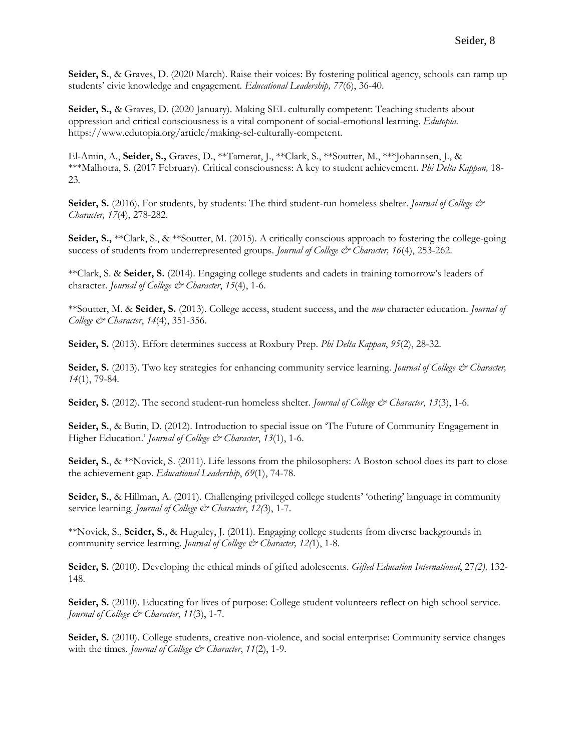**Seider, S.**, & Graves, D. (2020 March). Raise their voices: By fostering political agency, schools can ramp up students' civic knowledge and engagement. *Educational Leadership, 77*(6), 36-40.

**Seider, S.,** & Graves, D. (2020 January). Making SEL culturally competent: Teaching students about oppression and critical consciousness is a vital component of social-emotional learning. *Edutopia.* https://www.edutopia.org/article/making-sel-culturally-competent.

El-Amin, A., **Seider, S.,** Graves, D., **Tamerat, J., **Clark, S., **Soutter, M., ***Johannsen, J., & ***Malhotra, S. (2017 February). Critical consciousness: A key to student achievement. *Phi Delta Kappan,* 18-23.

**Seider, S.** (2016). For students, by students: The third student-run homeless shelter. *Journal of College & Character, 17*(4), 278-282.

**Seider, S.,** **Clark, S., & **Soutter, M. (2015). A critically conscious approach to fostering the college-going success of students from underrepresented groups. *Journal of College & Character, 16*(4), 253-262.

**Clark, S. & **Seider, S.** (2014). Engaging college students and cadets in training tomorrow's leaders of character. *Journal of College & Character*, *15*(4), 1-6.

**Soutter, M. & **Seider, S.** (2013). College access, student success, and the *new* character education. *Journal of College & Character*, *14*(4), 351-356.

**Seider, S.** (2013). Effort determines success at Roxbury Prep. *Phi Delta Kappan*, *95*(2), 28-32.

**Seider, S.** (2013). Two key strategies for enhancing community service learning. *Journal of College & Character, 14*(1), 79-84.

**Seider, S.** (2012). The second student-run homeless shelter. *Journal of College & Character*, *13*(3), 1-6.

**Seider, S.**, & Butin, D. (2012). Introduction to special issue on 'The Future of Community Engagement in Higher Education.' *Journal of College & Character*, *13*(1), 1-6.

**Seider, S.**, & **Novick, S. (2011). Life lessons from the philosophers: A Boston school does its part to close the achievement gap. *Educational Leadership*, *69*(1), 74-78.

**Seider, S.**, & Hillman, A. (2011). Challenging privileged college students' 'othering' language in community service learning. *Journal of College & Character*, *12(*3), 1-7.

**Novick, S., **Seider, S.**, & Huguley, J. (2011). Engaging college students from diverse backgrounds in community service learning. *Journal of College & Character, 12(*1), 1-8.

**Seider, S.** (2010). Developing the ethical minds of gifted adolescents. *Gifted Education International*, 27*(2),* 132-148.

**Seider, S.** (2010). Educating for lives of purpose: College student volunteers reflect on high school service. *Journal of College & Character*, *11*(3), 1-7.

**Seider, S.** (2010). College students, creative non-violence, and social enterprise: Community service changes with the times. *Journal of College & Character*, *11*(2), 1-9.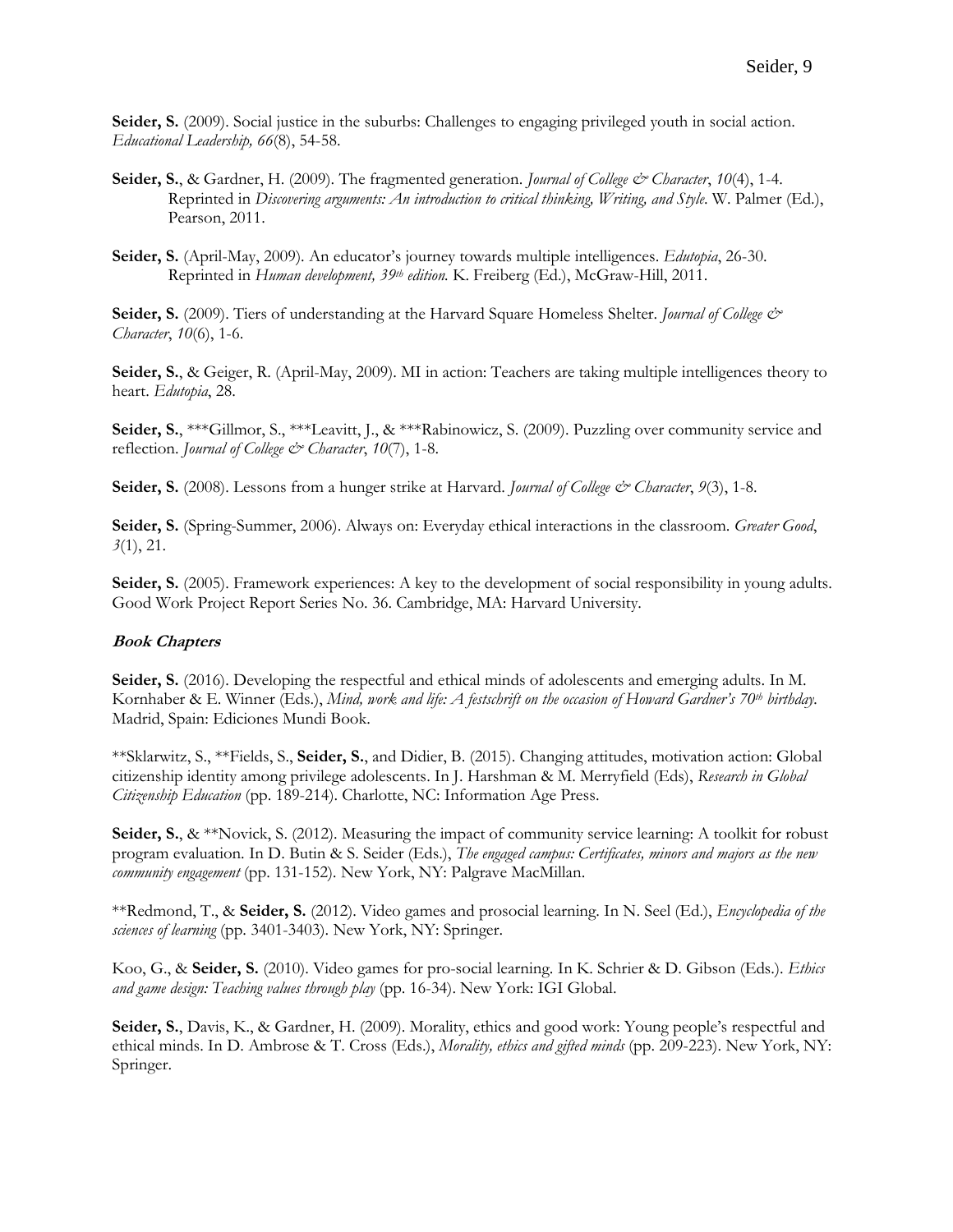**Seider, S.** (2009). Social justice in the suburbs: Challenges to engaging privileged youth in social action. *Educational Leadership, 66*(8), 54-58.

**Seider, S.**, & Gardner, H. (2009). The fragmented generation. *Journal of College & Character*, *10*(4), 1-4. Reprinted in *Discovering arguments: An introduction to critical thinking, Writing, and Style.* W. Palmer (Ed.), Pearson, 2011.

**Seider, S.** (April-May, 2009). An educator's journey towards multiple intelligences. *Edutopia*, 26-30. Reprinted in *Human development, 39th edition.* K. Freiberg (Ed.), McGraw-Hill, 2011.

**Seider, S.** (2009). Tiers of understanding at the Harvard Square Homeless Shelter. *Journal of College & Character*, *10*(6), 1-6.

**Seider, S.**, & Geiger, R. (April-May, 2009). MI in action: Teachers are taking multiple intelligences theory to heart. *Edutopia*, 28.

**Seider, S.**, ***Gillmor, S., ***Leavitt, J., & ***Rabinowicz, S. (2009). Puzzling over community service and reflection. *Journal of College & Character*, *10*(7), 1-8.

**Seider, S.** (2008). Lessons from a hunger strike at Harvard. *Journal of College & Character*, *9*(3), 1-8.

**Seider, S.** (Spring-Summer, 2006). Always on: Everyday ethical interactions in the classroom. *Greater Good*, *3*(1), 21.

**Seider, S.** (2005). Framework experiences: A key to the development of social responsibility in young adults. Good Work Project Report Series No. 36. Cambridge, MA: Harvard University.

### Book Chapters

**Seider, S.** (2016). Developing the respectful and ethical minds of adolescents and emerging adults. In M. Kornhaber & E. Winner (Eds.), *Mind, work and life: A festschrift on the occasion of Howard Gardner's 70th birthday.* Madrid, Spain: Ediciones Mundi Book.

**Sklarwitz, S., **Fields, S., **Seider, S.**, and Didier, B. (2015). Changing attitudes, motivation action: Global citizenship identity among privilege adolescents. In J. Harshman & M. Merryfield (Eds), *Research in Global Citizenship Education* (pp. 189-214). Charlotte, NC: Information Age Press.

**Seider, S.**, & **Novick, S. (2012). Measuring the impact of community service learning: A toolkit for robust program evaluation. In D. Butin & S. Seider (Eds.), *The engaged campus: Certificates, minors and majors as the new community engagement* (pp. 131-152). New York, NY: Palgrave MacMillan.

**Redmond, T., & **Seider, S.** (2012). Video games and prosocial learning. In N. Seel (Ed.), *Encyclopedia of the sciences of learning* (pp. 3401-3403). New York, NY: Springer.

Koo, G., & **Seider, S.** (2010). Video games for pro-social learning. In K. Schrier & D. Gibson (Eds.). *Ethics and game design: Teaching values through play* (pp. 16-34). New York: IGI Global.

**Seider, S.**, Davis, K., & Gardner, H. (2009). Morality, ethics and good work: Young people's respectful and ethical minds. In D. Ambrose & T. Cross (Eds.), *Morality, ethics and gifted minds* (pp. 209-223). New York, NY: Springer.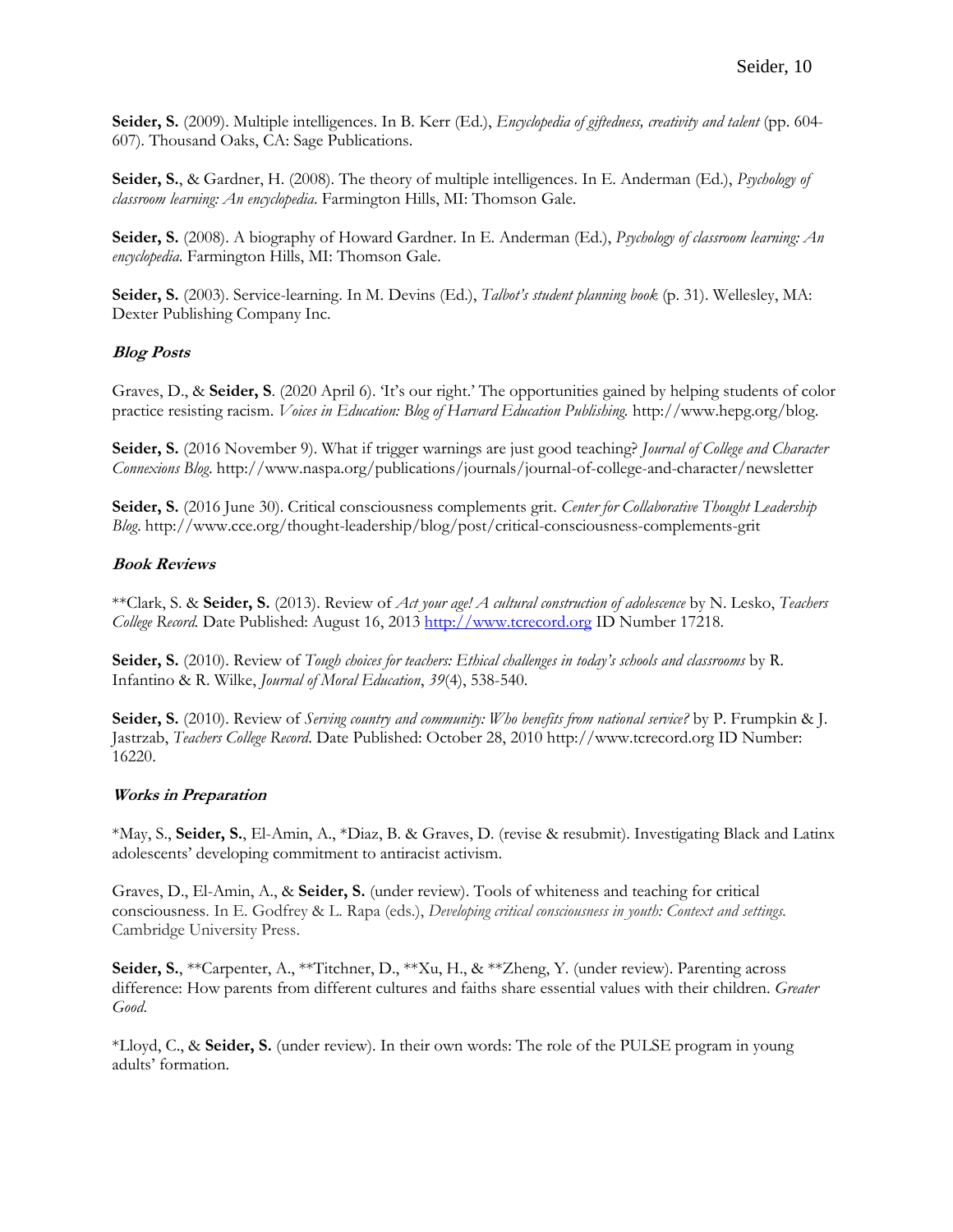**Seider, S.** (2009). Multiple intelligences. In B. Kerr (Ed.), *Encyclopedia of giftedness, creativity and talent* (pp. 604-607). Thousand Oaks, CA: Sage Publications.

**Seider, S.**, & Gardner, H. (2008). The theory of multiple intelligences. In E. Anderman (Ed.), *Psychology of classroom learning: An encyclopedia*. Farmington Hills, MI: Thomson Gale.

**Seider, S.** (2008). A biography of Howard Gardner. In E. Anderman (Ed.), *Psychology of classroom learning: An encyclopedia*. Farmington Hills, MI: Thomson Gale.

**Seider, S.** (2003). Service-learning. In M. Devins (Ed.), *Talbot's student planning book* (p. 31). Wellesley, MA: Dexter Publishing Company Inc.

### *Blog Posts*

Graves, D., & **Seider, S**. (2020 April 6). 'It's our right.' The opportunities gained by helping students of color practice resisting racism. *Voices in Education: Blog of Harvard Education Publishing.* http://www.hepg.org/blog.

**Seider, S.** (2016 November 9). What if trigger warnings are just good teaching? *Journal of College and Character Connexions Blog*. http://www.naspa.org/publications/journals/journal-of-college-and-character/newsletter

**Seider, S.** (2016 June 30). Critical consciousness complements grit. *Center for Collaborative Thought Leadership Blog.* http://www.cce.org/thought-leadership/blog/post/critical-consciousness-complements-grit

### *Book Reviews*

**Clark, S. & **Seider, S.** (2013). Review of *Act your age! A cultural construction of adolescence* by N. Lesko, *Teachers College Record.* Date Published: August 16, 2013 http://www.tcrecord.org ID Number 17218.

**Seider, S.** (2010). Review of *Tough choices for teachers: Ethical challenges in today's schools and classrooms* by R. Infantino & R. Wilke, *Journal of Moral Education*, *39*(4), 538-540.

**Seider, S.** (2010). Review of *Serving country and community: Who benefits from national service?* by P. Frumpkin & J. Jastrzab, *Teachers College Record*. Date Published: October 28, 2010 http://www.tcrecord.org ID Number: 16220.

### *Works in Preparation*

*May, S., **Seider, S.**, El-Amin, A., *Diaz, B. & Graves, D. (revise & resubmit). Investigating Black and Latinx adolescents' developing commitment to antiracist activism.

Graves, D., El-Amin, A., & **Seider, S.** (under review). Tools of whiteness and teaching for critical consciousness. In E. Godfrey & L. Rapa (eds.), *Developing critical consciousness in youth: Context and settings.* Cambridge University Press.

**Seider, S.**, **Carpenter, A., **Titchner, D., **Xu, H., & **Zheng, Y. (under review). Parenting across difference: How parents from different cultures and faiths share essential values with their children. *Greater Good.*

*Lloyd, C., & **Seider, S.** (under review). In their own words: The role of the PULSE program in young adults' formation.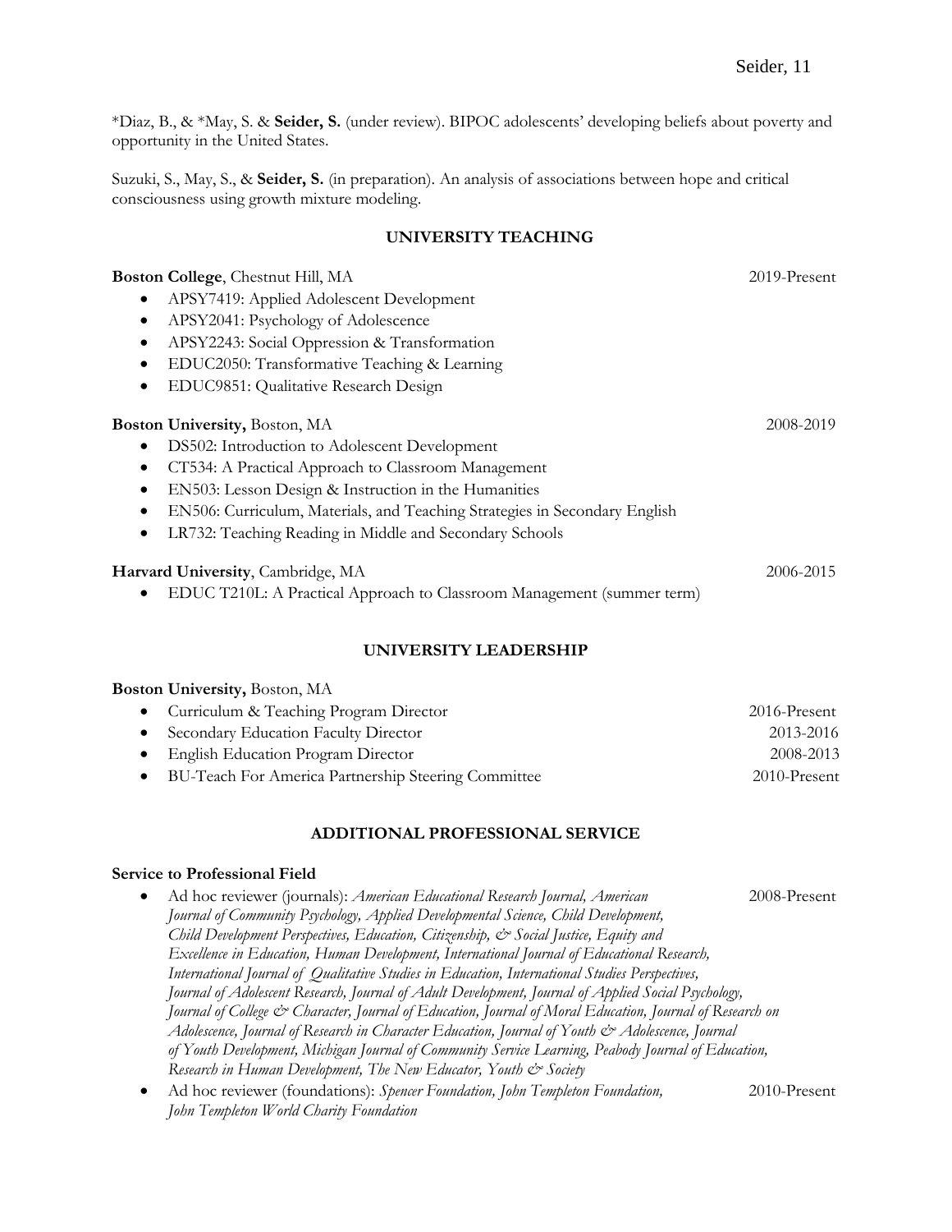*Diaz, B., & *May, S. & **Seider, S.** (under review). BIPOC adolescents' developing beliefs about poverty and opportunity in the United States.

Suzuki, S., May, S., & **Seider, S.** (in preparation). An analysis of associations between hope and critical consciousness using growth mixture modeling.

## UNIVERSITY TEACHING

**Boston College**, Chestnut Hill, MA — 2019-Present

- APSY7419: Applied Adolescent Development
- APSY2041: Psychology of Adolescence
- APSY2243: Social Oppression & Transformation
- EDUC2050: Transformative Teaching & Learning
- EDUC9851: Qualitative Research Design

**Boston University,** Boston, MA — 2008-2019

- DS502: Introduction to Adolescent Development
- CT534: A Practical Approach to Classroom Management
- EN503: Lesson Design & Instruction in the Humanities
- EN506: Curriculum, Materials, and Teaching Strategies in Secondary English
- LR732: Teaching Reading in Middle and Secondary Schools

**Harvard University**, Cambridge, MA — 2006-2015

- EDUC T210L: A Practical Approach to Classroom Management (summer term)

## UNIVERSITY LEADERSHIP

**Boston University,** Boston, MA

- Curriculum & Teaching Program Director — 2016-Present
- Secondary Education Faculty Director — 2013-2016
- English Education Program Director — 2008-2013
- BU-Teach For America Partnership Steering Committee — 2010-Present

## ADDITIONAL PROFESSIONAL SERVICE

**Service to Professional Field**

- Ad hoc reviewer (journals): *American Educational Research Journal, American Journal of Community Psychology, Applied Developmental Science, Child Development, Child Development Perspectives, Education, Citizenship, & Social Justice, Equity and Excellence in Education, Human Development, International Journal of Educational Research, International Journal of Qualitative Studies in Education, International Studies Perspectives, Journal of Adolescent Research, Journal of Adult Development, Journal of Applied Social Psychology, Journal of College & Character, Journal of Education, Journal of Moral Education, Journal of Research on Adolescence, Journal of Research in Character Education, Journal of Youth & Adolescence, Journal of Youth Development, Michigan Journal of Community Service Learning, Peabody Journal of Education, Research in Human Development, The New Educator, Youth & Society* — 2008-Present
- Ad hoc reviewer (foundations): *Spencer Foundation, John Templeton Foundation, John Templeton World Charity Foundation* — 2010-Present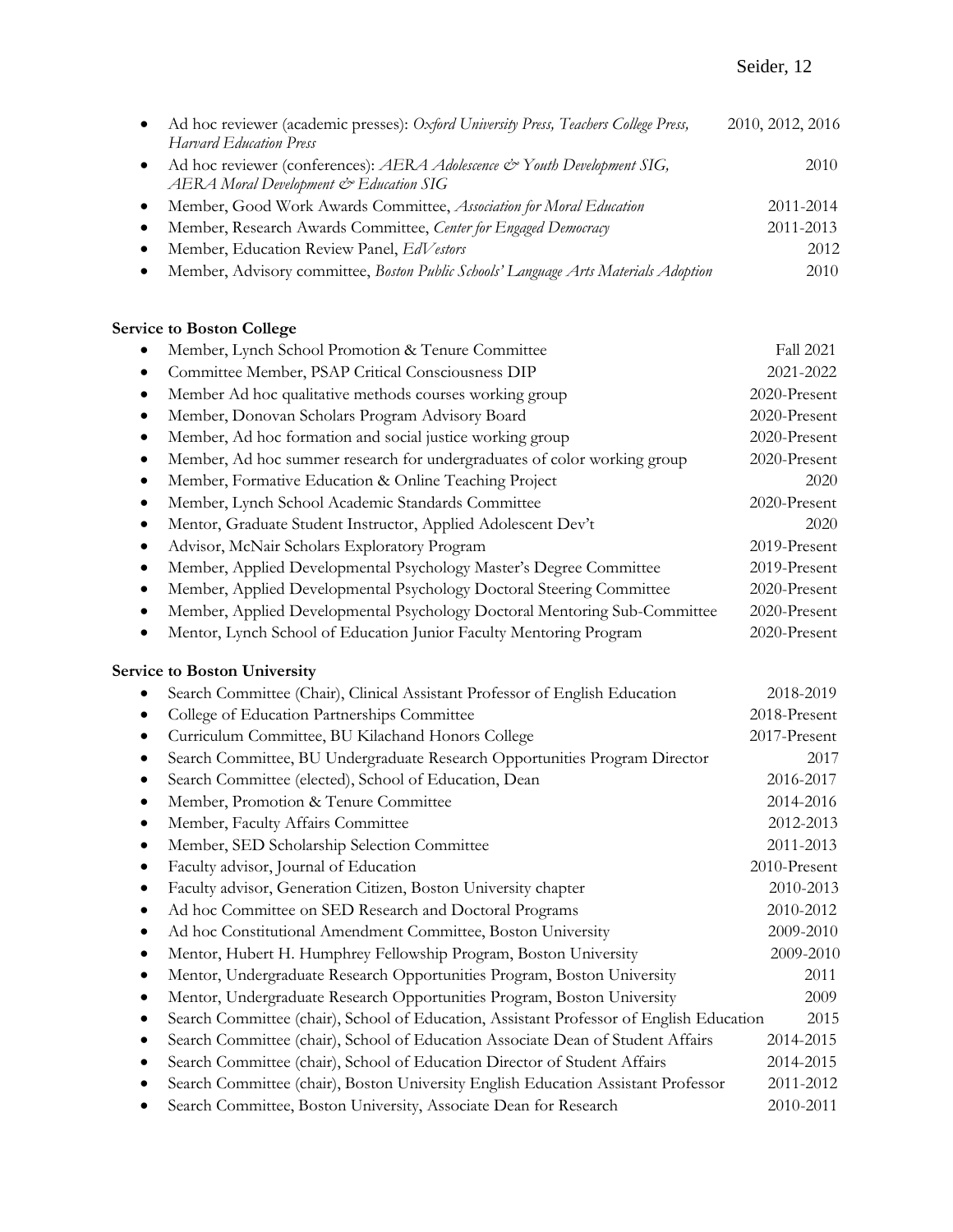- Ad hoc reviewer (academic presses): *Oxford University Press, Teachers College Press, Harvard Education Press* — 2010, 2012, 2016
- Ad hoc reviewer (conferences): *AERA Adolescence & Youth Development SIG, AERA Moral Development & Education SIG* — 2010
- Member, Good Work Awards Committee, *Association for Moral Education* — 2011-2014
- Member, Research Awards Committee, *Center for Engaged Democracy* — 2011-2013
- Member, Education Review Panel, *EdVestors* — 2012
- Member, Advisory committee, *Boston Public Schools' Language Arts Materials Adoption* — 2010

**Service to Boston College**

- Member, Lynch School Promotion & Tenure Committee — Fall 2021
- Committee Member, PSAP Critical Consciousness DIP — 2021-2022
- Member Ad hoc qualitative methods courses working group — 2020-Present
- Member, Donovan Scholars Program Advisory Board — 2020-Present
- Member, Ad hoc formation and social justice working group — 2020-Present
- Member, Ad hoc summer research for undergraduates of color working group — 2020-Present
- Member, Formative Education & Online Teaching Project — 2020
- Member, Lynch School Academic Standards Committee — 2020-Present
- Mentor, Graduate Student Instructor, Applied Adolescent Dev't — 2020
- Advisor, McNair Scholars Exploratory Program — 2019-Present
- Member, Applied Developmental Psychology Master's Degree Committee — 2019-Present
- Member, Applied Developmental Psychology Doctoral Steering Committee — 2020-Present
- Member, Applied Developmental Psychology Doctoral Mentoring Sub-Committee — 2020-Present
- Mentor, Lynch School of Education Junior Faculty Mentoring Program — 2020-Present

**Service to Boston University**

- Search Committee (Chair), Clinical Assistant Professor of English Education — 2018-2019
- College of Education Partnerships Committee — 2018-Present
- Curriculum Committee, BU Kilachand Honors College — 2017-Present
- Search Committee, BU Undergraduate Research Opportunities Program Director — 2017
- Search Committee (elected), School of Education, Dean — 2016-2017
- Member, Promotion & Tenure Committee — 2014-2016
- Member, Faculty Affairs Committee — 2012-2013
- Member, SED Scholarship Selection Committee — 2011-2013
- Faculty advisor, Journal of Education — 2010-Present
- Faculty advisor, Generation Citizen, Boston University chapter — 2010-2013
- Ad hoc Committee on SED Research and Doctoral Programs — 2010-2012
- Ad hoc Constitutional Amendment Committee, Boston University — 2009-2010
- Mentor, Hubert H. Humphrey Fellowship Program, Boston University — 2009-2010
- Mentor, Undergraduate Research Opportunities Program, Boston University — 2011
- Mentor, Undergraduate Research Opportunities Program, Boston University — 2009
- Search Committee (chair), School of Education, Assistant Professor of English Education — 2015
- Search Committee (chair), School of Education Associate Dean of Student Affairs — 2014-2015
- Search Committee (chair), School of Education Director of Student Affairs — 2014-2015
- Search Committee (chair), Boston University English Education Assistant Professor — 2011-2012
- Search Committee, Boston University, Associate Dean for Research — 2010-2011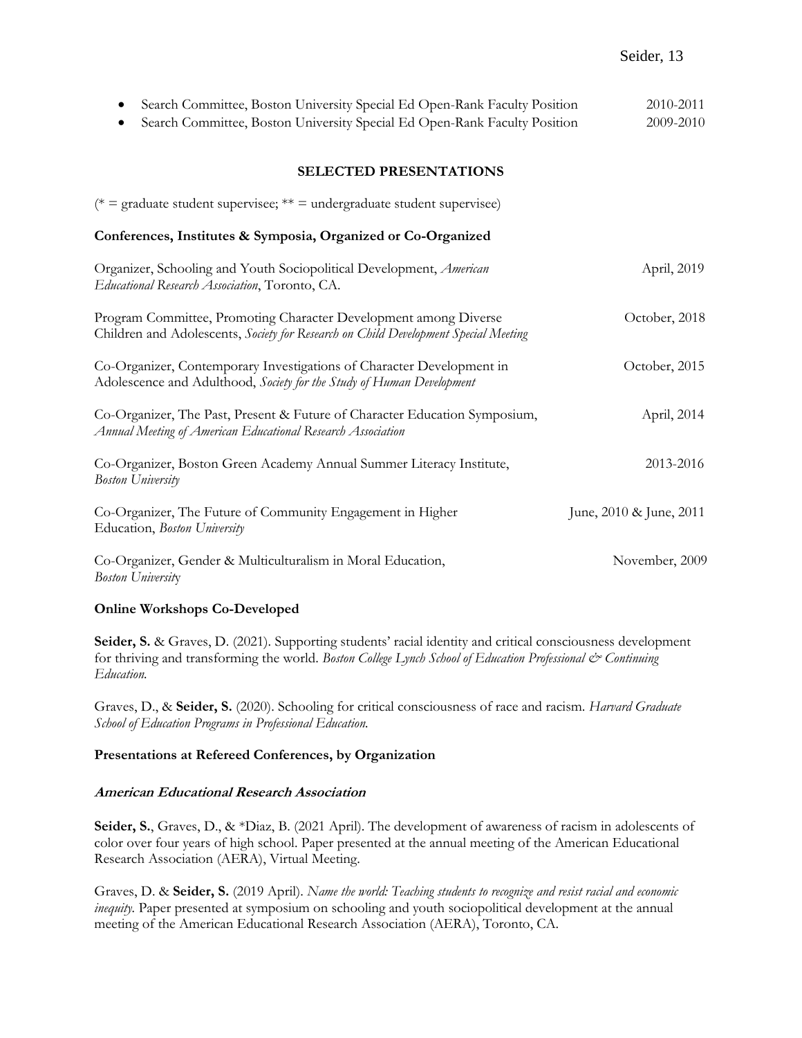- Search Committee, Boston University Special Ed Open-Rank Faculty Position 2010-2011
- Search Committee, Boston University Special Ed Open-Rank Faculty Position 2009-2010

## SELECTED PRESENTATIONS

(* = graduate student supervisee; ** = undergraduate student supervisee)

### Conferences, Institutes & Symposia, Organized or Co-Organized

Organizer, Schooling and Youth Sociopolitical Development, *American Educational Research Association*, Toronto, CA. April, 2019

Program Committee, Promoting Character Development among Diverse Children and Adolescents, *Society for Research on Child Development Special Meeting* October, 2018

Co-Organizer, Contemporary Investigations of Character Development in Adolescence and Adulthood, *Society for the Study of Human Development* October, 2015

Co-Organizer, The Past, Present & Future of Character Education Symposium, *Annual Meeting of American Educational Research Association* April, 2014

Co-Organizer, Boston Green Academy Annual Summer Literacy Institute, *Boston University* 2013-2016

Co-Organizer, The Future of Community Engagement in Higher Education, *Boston University* June, 2010 & June, 2011

Co-Organizer, Gender & Multiculturalism in Moral Education, *Boston University* November, 2009

### Online Workshops Co-Developed

**Seider, S.** & Graves, D. (2021). Supporting students' racial identity and critical consciousness development for thriving and transforming the world. *Boston College Lynch School of Education Professional & Continuing Education.*

Graves, D., & **Seider, S.** (2020). Schooling for critical consciousness of race and racism. *Harvard Graduate School of Education Programs in Professional Education.*

### Presentations at Refereed Conferences, by Organization

#### *American Educational Research Association*

**Seider, S.**, Graves, D., & *Diaz, B. (2021 April). The development of awareness of racism in adolescents of color over four years of high school. Paper presented at the annual meeting of the American Educational Research Association (AERA), Virtual Meeting.

Graves, D. & **Seider, S.** (2019 April). *Name the world: Teaching students to recognize and resist racial and economic inequity.* Paper presented at symposium on schooling and youth sociopolitical development at the annual meeting of the American Educational Research Association (AERA), Toronto, CA.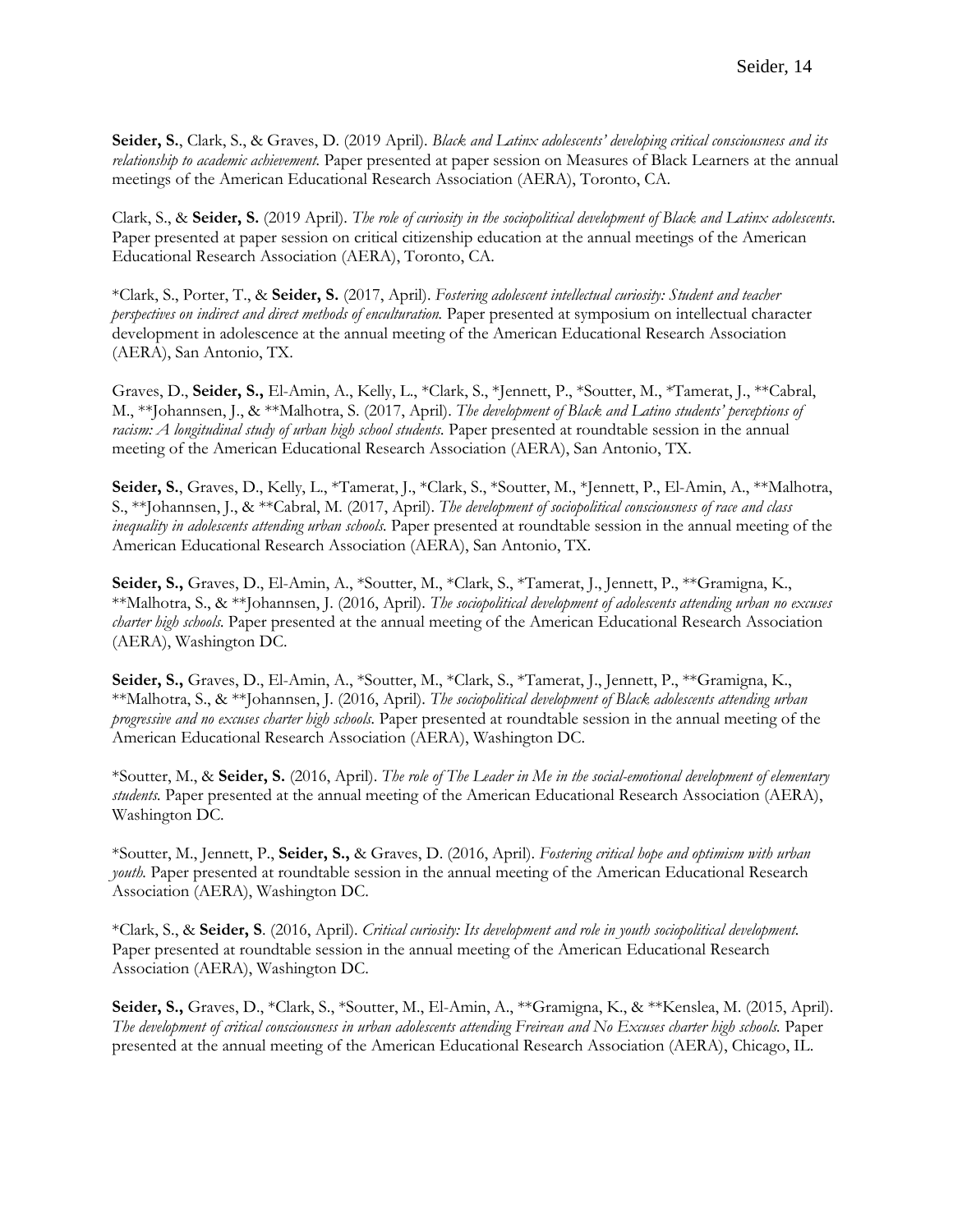**Seider, S.**, Clark, S., & Graves, D. (2019 April). *Black and Latinx adolescents' developing critical consciousness and its relationship to academic achievement.* Paper presented at paper session on Measures of Black Learners at the annual meetings of the American Educational Research Association (AERA), Toronto, CA.

Clark, S., & **Seider, S.** (2019 April). *The role of curiosity in the sociopolitical development of Black and Latinx adolescents.* Paper presented at paper session on critical citizenship education at the annual meetings of the American Educational Research Association (AERA), Toronto, CA.

*Clark, S., Porter, T., & **Seider, S.** (2017, April). *Fostering adolescent intellectual curiosity: Student and teacher perspectives on indirect and direct methods of enculturation.* Paper presented at symposium on intellectual character development in adolescence at the annual meeting of the American Educational Research Association (AERA), San Antonio, TX.

Graves, D., **Seider, S.,** El-Amin, A., Kelly, L., *Clark, S., *Jennett, P., *Soutter, M., *Tamerat, J., **Cabral, M., **Johannsen, J., & **Malhotra, S. (2017, April). *The development of Black and Latino students' perceptions of racism: A longitudinal study of urban high school students.* Paper presented at roundtable session in the annual meeting of the American Educational Research Association (AERA), San Antonio, TX.

**Seider, S.**, Graves, D., Kelly, L., *Tamerat, J., *Clark, S., *Soutter, M., *Jennett, P., El-Amin, A., **Malhotra, S., **Johannsen, J., & **Cabral, M. (2017, April). *The development of sociopolitical consciousness of race and class inequality in adolescents attending urban schools.* Paper presented at roundtable session in the annual meeting of the American Educational Research Association (AERA), San Antonio, TX.

**Seider, S.,** Graves, D., El-Amin, A., *Soutter, M., *Clark, S., *Tamerat, J., Jennett, P., **Gramigna, K., **Malhotra, S., & **Johannsen, J. (2016, April). *The sociopolitical development of adolescents attending urban no excuses charter high schools.* Paper presented at the annual meeting of the American Educational Research Association (AERA), Washington DC.

**Seider, S.,** Graves, D., El-Amin, A., *Soutter, M., *Clark, S., *Tamerat, J., Jennett, P., **Gramigna, K., **Malhotra, S., & **Johannsen, J. (2016, April). *The sociopolitical development of Black adolescents attending urban progressive and no excuses charter high schools.* Paper presented at roundtable session in the annual meeting of the American Educational Research Association (AERA), Washington DC.

*Soutter, M., & **Seider, S.** (2016, April). *The role of The Leader in Me in the social-emotional development of elementary students.* Paper presented at the annual meeting of the American Educational Research Association (AERA), Washington DC.

*Soutter, M., Jennett, P., **Seider, S.,** & Graves, D. (2016, April). *Fostering critical hope and optimism with urban youth.* Paper presented at roundtable session in the annual meeting of the American Educational Research Association (AERA), Washington DC.

*Clark, S., & **Seider, S**. (2016, April). *Critical curiosity: Its development and role in youth sociopolitical development.* Paper presented at roundtable session in the annual meeting of the American Educational Research Association (AERA), Washington DC.

**Seider, S.,** Graves, D., *Clark, S., *Soutter, M., El-Amin, A., **Gramigna, K., & **Kenslea, M. (2015, April). *The development of critical consciousness in urban adolescents attending Freirean and No Excuses charter high schools.* Paper presented at the annual meeting of the American Educational Research Association (AERA), Chicago, IL.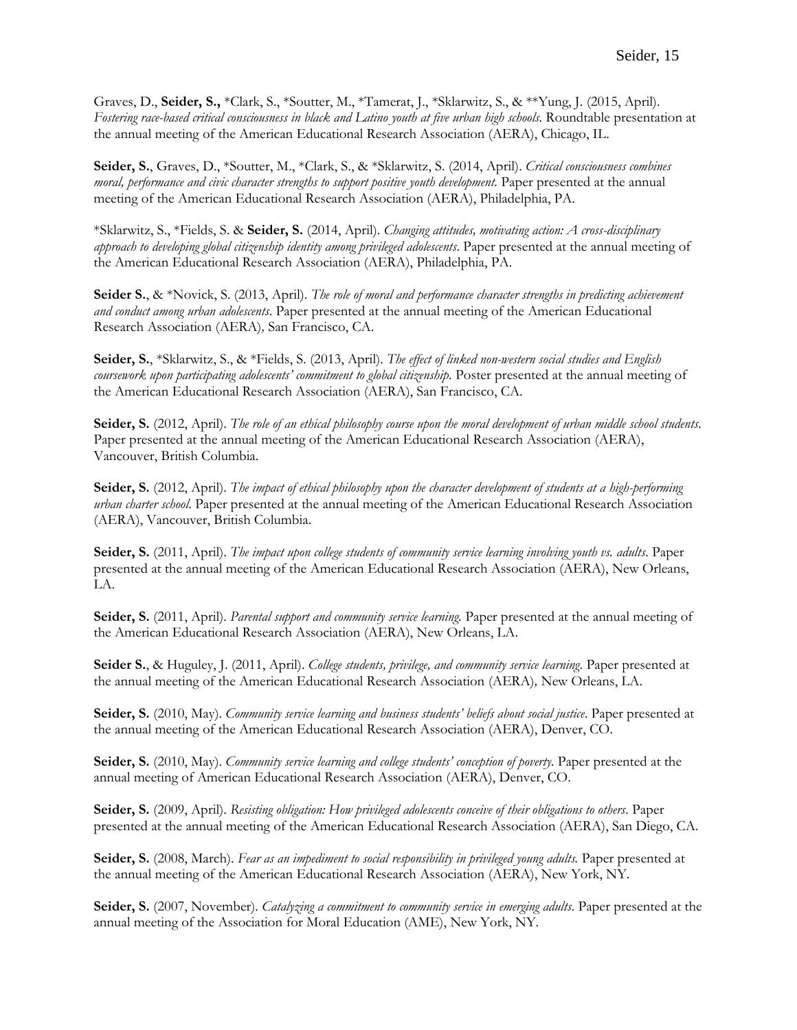Graves, D., **Seider, S.,** *Clark, S., *Soutter, M., *Tamerat, J., *Sklarwitz, S., & **Yung, J. (2015, April). *Fostering race-based critical consciousness in black and Latino youth at five urban high schools.* Roundtable presentation at the annual meeting of the American Educational Research Association (AERA), Chicago, IL.

**Seider, S.**, Graves, D., *Soutter, M., *Clark, S., & *Sklarwitz, S. (2014, April). *Critical consciousness combines moral, performance and civic character strengths to support positive youth development.* Paper presented at the annual meeting of the American Educational Research Association (AERA), Philadelphia, PA.

*Sklarwitz, S., *Fields, S. & **Seider, S.** (2014, April). *Changing attitudes, motivating action: A cross-disciplinary approach to developing global citizenship identity among privileged adolescents*. Paper presented at the annual meeting of the American Educational Research Association (AERA), Philadelphia, PA.

**Seider S.**, & *Novick, S. (2013, April). *The role of moral and performance character strengths in predicting achievement and conduct among urban adolescents*. Paper presented at the annual meeting of the American Educational Research Association (AERA), San Francisco, CA.

**Seider, S.**, *Sklarwitz, S., & *Fields, S. (2013, April). *The effect of linked non-western social studies and English coursework upon participating adolescents' commitment to global citizenship.* Poster presented at the annual meeting of the American Educational Research Association (AERA), San Francisco, CA.

**Seider, S.** (2012, April). *The role of an ethical philosophy course upon the moral development of urban middle school students*. Paper presented at the annual meeting of the American Educational Research Association (AERA), Vancouver, British Columbia.

**Seider, S.** (2012, April). *The impact of ethical philosophy upon the character development of students at a high-performing urban charter school*. Paper presented at the annual meeting of the American Educational Research Association (AERA), Vancouver, British Columbia.

**Seider, S.** (2011, April). *The impact upon college students of community service learning involving youth vs. adults*. Paper presented at the annual meeting of the American Educational Research Association (AERA), New Orleans, LA.

**Seider, S.** (2011, April). *Parental support and community service learning.* Paper presented at the annual meeting of the American Educational Research Association (AERA), New Orleans, LA.

**Seider S.**, & Huguley, J. (2011, April). *College students, privilege, and community service learning.* Paper presented at the annual meeting of the American Educational Research Association (AERA), New Orleans, LA.

**Seider, S.** (2010, May). *Community service learning and business students' beliefs about social justice*. Paper presented at the annual meeting of the American Educational Research Association (AERA), Denver, CO.

**Seider, S.** (2010, May). *Community service learning and college students' conception of poverty.* Paper presented at the annual meeting of American Educational Research Association (AERA), Denver, CO.

**Seider, S.** (2009, April). *Resisting obligation: How privileged adolescents conceive of their obligations to others*. Paper presented at the annual meeting of the American Educational Research Association (AERA), San Diego, CA.

**Seider, S.** (2008, March). *Fear as an impediment to social responsibility in privileged young adults.* Paper presented at the annual meeting of the American Educational Research Association (AERA), New York, NY.

**Seider, S.** (2007, November). *Catalyzing a commitment to community service in emerging adults*. Paper presented at the annual meeting of the Association for Moral Education (AME), New York, NY.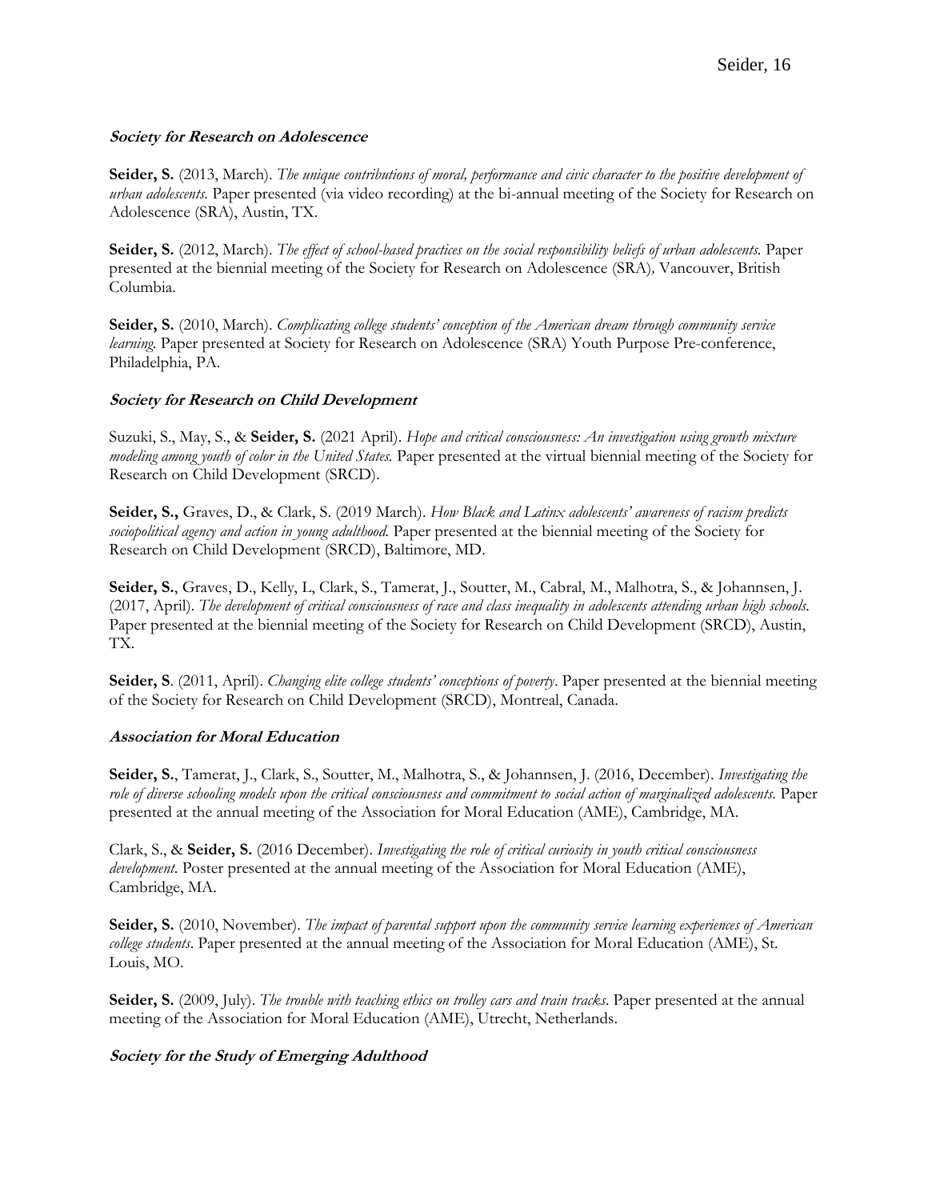**Society for Research on Adolescence**

**Seider, S.** (2013, March). *The unique contributions of moral, performance and civic character to the positive development of urban adolescents.* Paper presented (via video recording) at the bi-annual meeting of the Society for Research on Adolescence (SRA), Austin, TX.

**Seider, S.** (2012, March). *The effect of school-based practices on the social responsibility beliefs of urban adolescents.* Paper presented at the biennial meeting of the Society for Research on Adolescence (SRA), Vancouver, British Columbia.

**Seider, S.** (2010, March). *Complicating college students' conception of the American dream through community service learning.* Paper presented at Society for Research on Adolescence (SRA) Youth Purpose Pre-conference, Philadelphia, PA.

**Society for Research on Child Development**

Suzuki, S., May, S., & **Seider, S.** (2021 April). *Hope and critical consciousness: An investigation using growth mixture modeling among youth of color in the United States.* Paper presented at the virtual biennial meeting of the Society for Research on Child Development (SRCD).

**Seider, S.,** Graves, D., & Clark, S. (2019 March). *How Black and Latinx adolescents' awareness of racism predicts sociopolitical agency and action in young adulthood.* Paper presented at the biennial meeting of the Society for Research on Child Development (SRCD), Baltimore, MD.

**Seider, S.**, Graves, D., Kelly, L, Clark, S., Tamerat, J., Soutter, M., Cabral, M., Malhotra, S., & Johannsen, J. (2017, April). *The development of critical consciousness of race and class inequality in adolescents attending urban high schools.* Paper presented at the biennial meeting of the Society for Research on Child Development (SRCD), Austin, TX.

**Seider, S**. (2011, April). *Changing elite college students' conceptions of poverty*. Paper presented at the biennial meeting of the Society for Research on Child Development (SRCD), Montreal, Canada.

**Association for Moral Education**

**Seider, S.**, Tamerat, J., Clark, S., Soutter, M., Malhotra, S., & Johannsen, J. (2016, December). *Investigating the role of diverse schooling models upon the critical consciousness and commitment to social action of marginalized adolescents.* Paper presented at the annual meeting of the Association for Moral Education (AME), Cambridge, MA.

Clark, S., & **Seider, S.** (2016 December). *Investigating the role of critical curiosity in youth critical consciousness development*. Poster presented at the annual meeting of the Association for Moral Education (AME), Cambridge, MA.

**Seider, S.** (2010, November). *The impact of parental support upon the community service learning experiences of American college students*. Paper presented at the annual meeting of the Association for Moral Education (AME), St. Louis, MO.

**Seider, S.** (2009, July). *The trouble with teaching ethics on trolley cars and train tracks*. Paper presented at the annual meeting of the Association for Moral Education (AME), Utrecht, Netherlands.

**Society for the Study of Emerging Adulthood**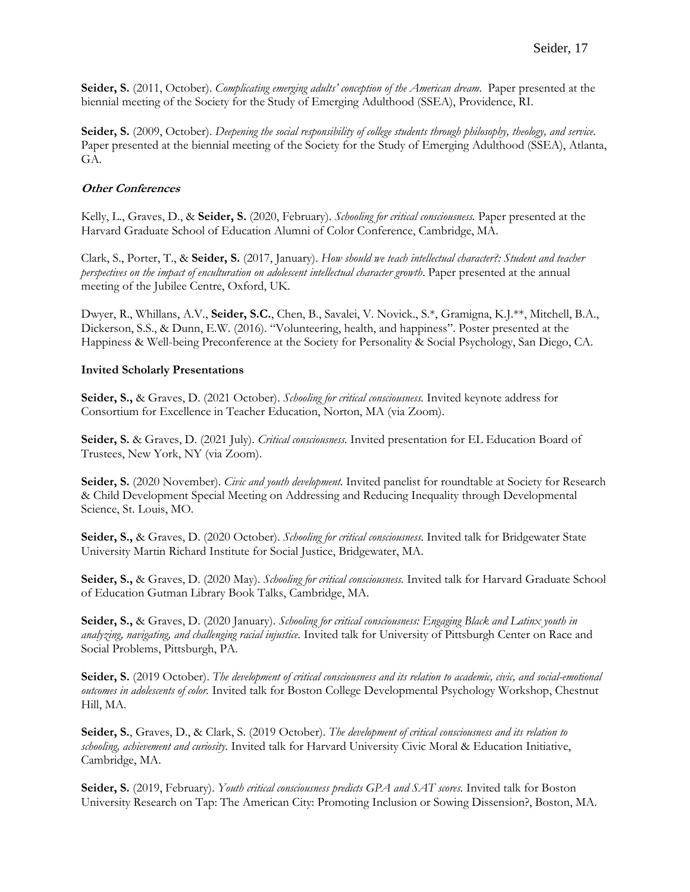**Seider, S.** (2011, October). *Complicating emerging adults' conception of the American dream*. Paper presented at the biennial meeting of the Society for the Study of Emerging Adulthood (SSEA), Providence, RI.

**Seider, S.** (2009, October). *Deepening the social responsibility of college students through philosophy, theology, and service.* Paper presented at the biennial meeting of the Society for the Study of Emerging Adulthood (SSEA), Atlanta, GA.

***Other Conferences***

Kelly, L., Graves, D., & **Seider, S.** (2020, February). *Schooling for critical consciousness.* Paper presented at the Harvard Graduate School of Education Alumni of Color Conference, Cambridge, MA.

Clark, S., Porter, T., & **Seider, S.** (2017, January). *How should we teach intellectual character?: Student and teacher perspectives on the impact of enculturation on adolescent intellectual character growth*. Paper presented at the annual meeting of the Jubilee Centre, Oxford, UK.

Dwyer, R., Whillans, A.V., **Seider, S.C.**, Chen, B., Savalei, V. Novick., S.*, Gramigna, K.J.**, Mitchell, B.A., Dickerson, S.S., & Dunn, E.W. (2016). "Volunteering, health, and happiness". Poster presented at the Happiness & Well-being Preconference at the Society for Personality & Social Psychology, San Diego, CA.

**Invited Scholarly Presentations**

**Seider, S.,** & Graves, D. (2021 October). *Schooling for critical consciousness.* Invited keynote address for Consortium for Excellence in Teacher Education, Norton, MA (via Zoom).

**Seider, S.** & Graves, D. (2021 July). *Critical consciousness*. Invited presentation for EL Education Board of Trustees, New York, NY (via Zoom).

**Seider, S.** (2020 November). *Civic and youth development.* Invited panelist for roundtable at Society for Research & Child Development Special Meeting on Addressing and Reducing Inequality through Developmental Science, St. Louis, MO.

**Seider, S.,** & Graves, D. (2020 October). *Schooling for critical consciousness*. Invited talk for Bridgewater State University Martin Richard Institute for Social Justice, Bridgewater, MA.

**Seider, S.,** & Graves, D. (2020 May). *Schooling for critical consciousness.* Invited talk for Harvard Graduate School of Education Gutman Library Book Talks, Cambridge, MA.

**Seider, S.,** & Graves, D. (2020 January). *Schooling for critical consciousness: Engaging Black and Latinx youth in analyzing, navigating, and challenging racial injustice.* Invited talk for University of Pittsburgh Center on Race and Social Problems, Pittsburgh, PA.

**Seider, S.** (2019 October). *The development of critical consciousness and its relation to academic, civic, and social-emotional outcomes in adolescents of color.* Invited talk for Boston College Developmental Psychology Workshop, Chestnut Hill, MA.

**Seider, S.**, Graves, D., & Clark, S. (2019 October). *The development of critical consciousness and its relation to schooling, achievement and curiosity.* Invited talk for Harvard University Civic Moral & Education Initiative, Cambridge, MA.

**Seider, S.** (2019, February). *Youth critical consciousness predicts GPA and SAT scores.* Invited talk for Boston University Research on Tap: The American City: Promoting Inclusion or Sowing Dissension?, Boston, MA.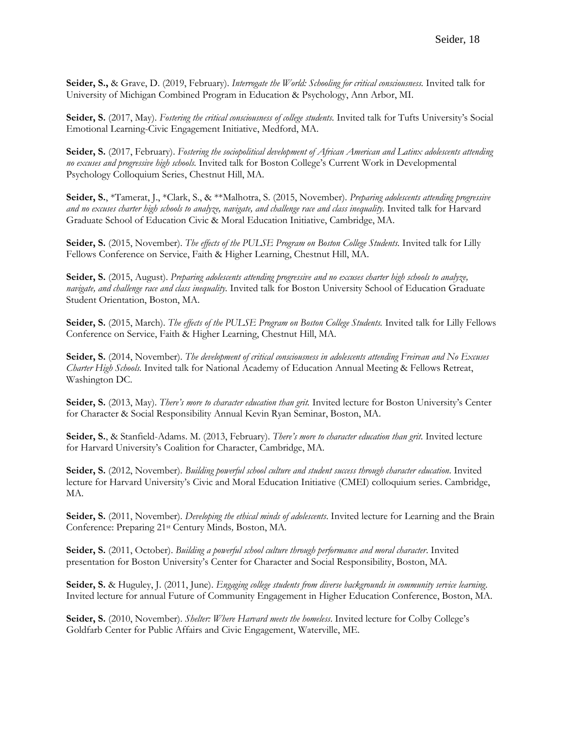**Seider, S.,** & Grave, D. (2019, February). *Interrogate the World: Schooling for critical consciousness.* Invited talk for University of Michigan Combined Program in Education & Psychology, Ann Arbor, MI.

**Seider, S.** (2017, May). *Fostering the critical consciousness of college students.* Invited talk for Tufts University's Social Emotional Learning-Civic Engagement Initiative, Medford, MA.

**Seider, S.** (2017, February). *Fostering the sociopolitical development of African American and Latinx adolescents attending no excuses and progressive high schools.* Invited talk for Boston College's Current Work in Developmental Psychology Colloquium Series, Chestnut Hill, MA.

**Seider, S.**, *Tamerat, J., *Clark, S., & **Malhotra, S. (2015, November). *Preparing adolescents attending progressive and no excuses charter high schools to analyze, navigate, and challenge race and class inequality.* Invited talk for Harvard Graduate School of Education Civic & Moral Education Initiative, Cambridge, MA.

**Seider, S.** (2015, November). *The effects of the PULSE Program on Boston College Students.* Invited talk for Lilly Fellows Conference on Service, Faith & Higher Learning, Chestnut Hill, MA.

**Seider, S.** (2015, August). *Preparing adolescents attending progressive and no excuses charter high schools to analyze, navigate, and challenge race and class inequality.* Invited talk for Boston University School of Education Graduate Student Orientation, Boston, MA.

**Seider, S.** (2015, March). *The effects of the PULSE Program on Boston College Students.* Invited talk for Lilly Fellows Conference on Service, Faith & Higher Learning, Chestnut Hill, MA.

**Seider, S.** (2014, November). *The development of critical consciousness in adolescents attending Freirean and No Excuses Charter High Schools.* Invited talk for National Academy of Education Annual Meeting & Fellows Retreat, Washington DC.

**Seider, S.** (2013, May). *There's more to character education than grit.* Invited lecture for Boston University's Center for Character & Social Responsibility Annual Kevin Ryan Seminar, Boston, MA.

**Seider, S.**, & Stanfield-Adams. M. (2013, February). *There's more to character education than grit.* Invited lecture for Harvard University's Coalition for Character, Cambridge, MA.

**Seider, S.** (2012, November). *Building powerful school culture and student success through character education*. Invited lecture for Harvard University's Civic and Moral Education Initiative (CMEI) colloquium series. Cambridge, MA.

**Seider, S.** (2011, November). *Developing the ethical minds of adolescents*. Invited lecture for Learning and the Brain Conference: Preparing 21st Century Minds*,* Boston, MA.

**Seider, S.** (2011, October). *Building a powerful school culture through performance and moral character*. Invited presentation for Boston University's Center for Character and Social Responsibility, Boston, MA.

**Seider, S.** & Huguley, J. (2011, June). *Engaging college students from diverse backgrounds in community service learning*. Invited lecture for annual Future of Community Engagement in Higher Education Conference, Boston, MA.

**Seider, S.** (2010, November). *Shelter: Where Harvard meets the homeless*. Invited lecture for Colby College's Goldfarb Center for Public Affairs and Civic Engagement, Waterville, ME.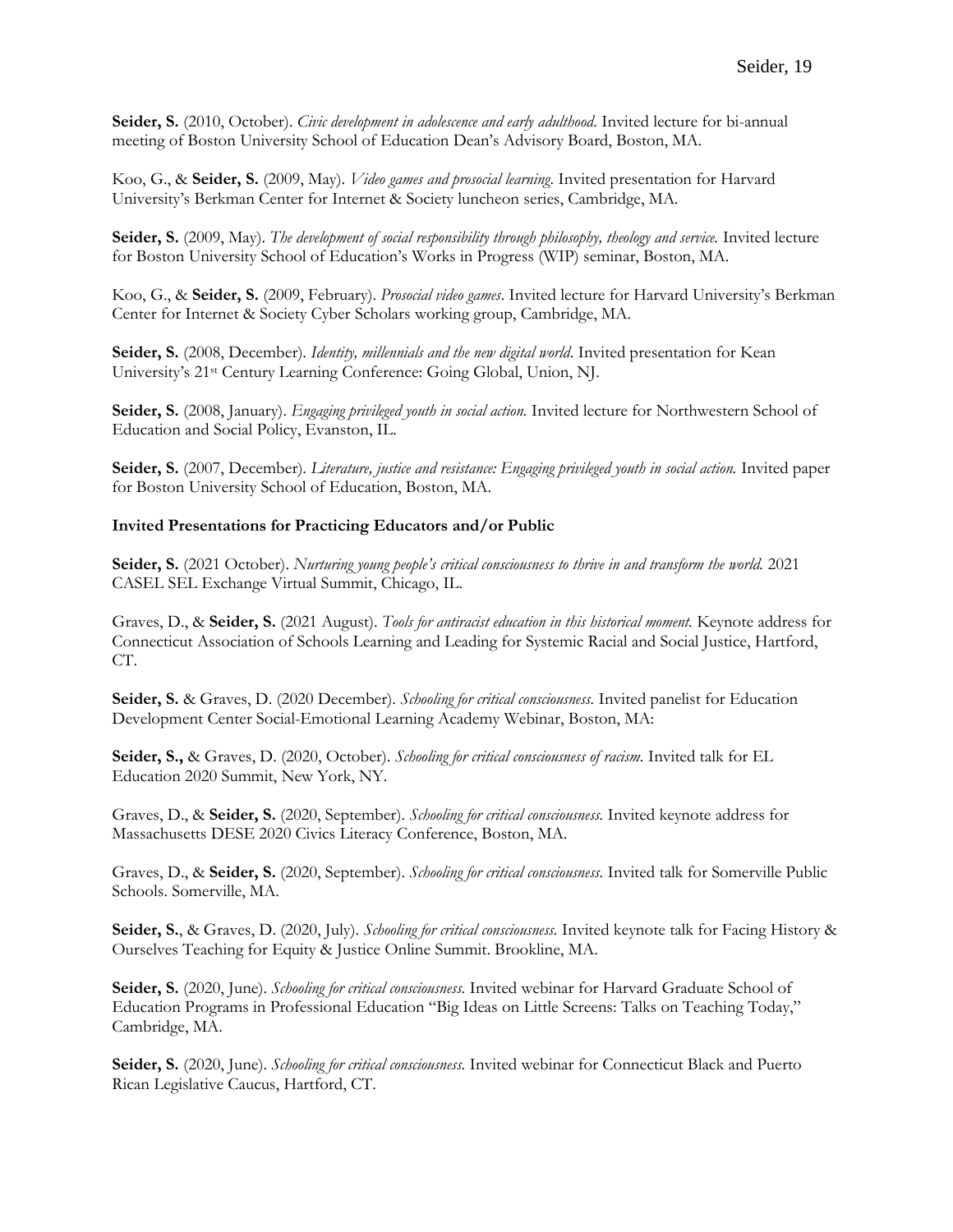**Seider, S.** (2010, October). *Civic development in adolescence and early adulthood*. Invited lecture for bi-annual meeting of Boston University School of Education Dean's Advisory Board, Boston, MA.

Koo, G., & **Seider, S.** (2009, May). *Video games and prosocial learning*. Invited presentation for Harvard University's Berkman Center for Internet & Society luncheon series, Cambridge, MA.

**Seider, S.** (2009, May). *The development of social responsibility through philosophy, theology and service.* Invited lecture for Boston University School of Education's Works in Progress (WIP) seminar, Boston, MA.

Koo, G., & **Seider, S.** (2009, February). *Prosocial video games*. Invited lecture for Harvard University's Berkman Center for Internet & Society Cyber Scholars working group, Cambridge, MA.

**Seider, S.** (2008, December). *Identity, millennials and the new digital world*. Invited presentation for Kean University's 21st Century Learning Conference: Going Global, Union, NJ.

**Seider, S.** (2008, January). *Engaging privileged youth in social action.* Invited lecture for Northwestern School of Education and Social Policy, Evanston, IL.

**Seider, S.** (2007, December). *Literature, justice and resistance: Engaging privileged youth in social action.* Invited paper for Boston University School of Education, Boston, MA.

**Invited Presentations for Practicing Educators and/or Public**

**Seider, S.** (2021 October). *Nurturing young people's critical consciousness to thrive in and transform the world.* 2021 CASEL SEL Exchange Virtual Summit, Chicago, IL.

Graves, D., & **Seider, S.** (2021 August). *Tools for antiracist education in this historical moment.* Keynote address for Connecticut Association of Schools Learning and Leading for Systemic Racial and Social Justice, Hartford, CT.

**Seider, S.** & Graves, D. (2020 December). *Schooling for critical consciousness.* Invited panelist for Education Development Center Social-Emotional Learning Academy Webinar, Boston, MA:

**Seider, S.,** & Graves, D. (2020, October). *Schooling for critical consciousness of racism.* Invited talk for EL Education 2020 Summit, New York, NY.

Graves, D., & **Seider, S.** (2020, September). *Schooling for critical consciousness.* Invited keynote address for Massachusetts DESE 2020 Civics Literacy Conference, Boston, MA.

Graves, D., & **Seider, S.** (2020, September). *Schooling for critical consciousness.* Invited talk for Somerville Public Schools. Somerville, MA.

**Seider, S.**, & Graves, D. (2020, July). *Schooling for critical consciousness.* Invited keynote talk for Facing History & Ourselves Teaching for Equity & Justice Online Summit. Brookline, MA.

**Seider, S.** (2020, June). *Schooling for critical consciousness.* Invited webinar for Harvard Graduate School of Education Programs in Professional Education "Big Ideas on Little Screens: Talks on Teaching Today," Cambridge, MA.

**Seider, S.** (2020, June). *Schooling for critical consciousness.* Invited webinar for Connecticut Black and Puerto Rican Legislative Caucus, Hartford, CT.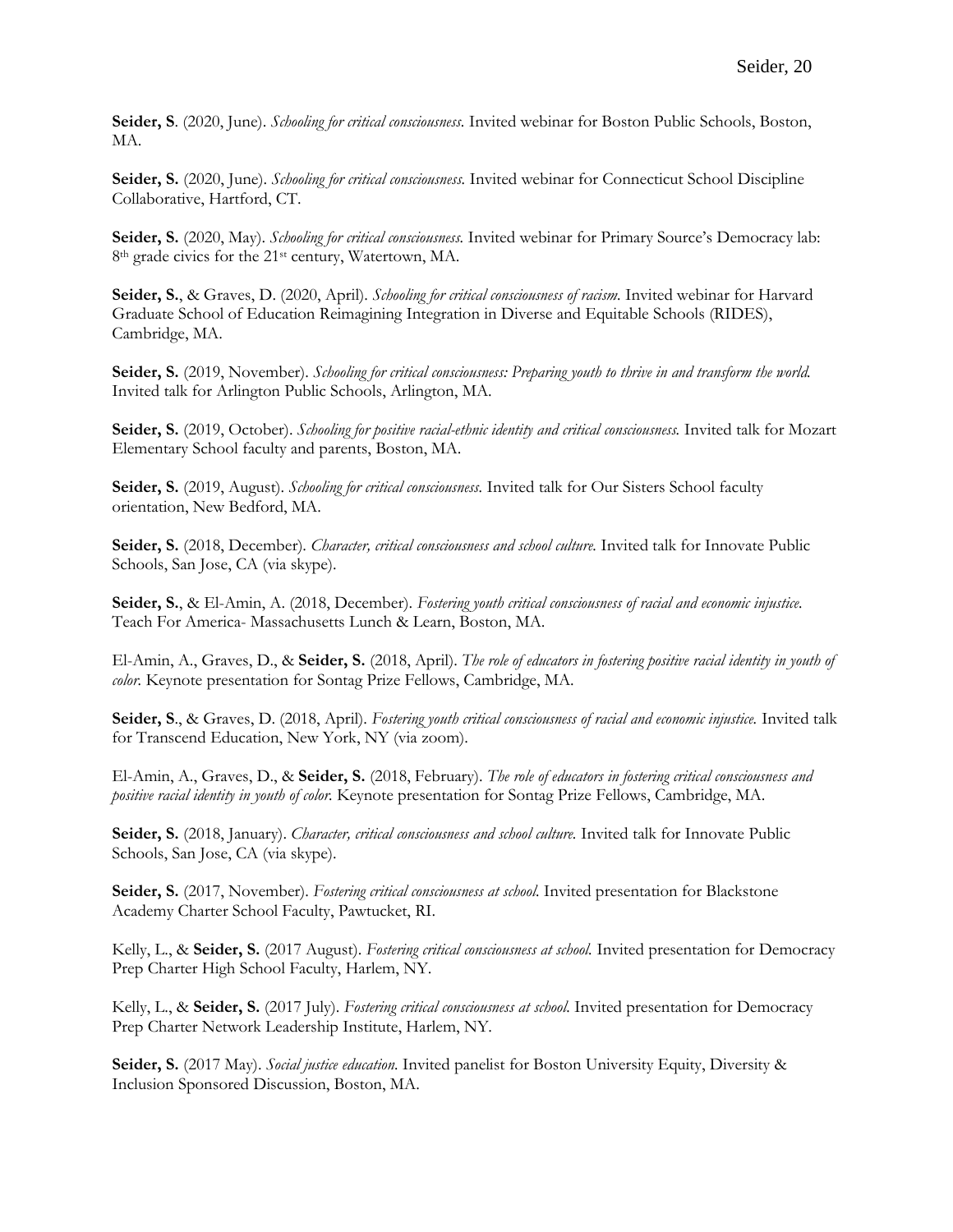**Seider, S**. (2020, June). *Schooling for critical consciousness.* Invited webinar for Boston Public Schools, Boston, MA.

**Seider, S.** (2020, June). *Schooling for critical consciousness.* Invited webinar for Connecticut School Discipline Collaborative, Hartford, CT.

**Seider, S.** (2020, May). *Schooling for critical consciousness.* Invited webinar for Primary Source's Democracy lab: 8th grade civics for the 21st century, Watertown, MA.

**Seider, S.**, & Graves, D. (2020, April). *Schooling for critical consciousness of racism.* Invited webinar for Harvard Graduate School of Education Reimagining Integration in Diverse and Equitable Schools (RIDES), Cambridge, MA.

**Seider, S.** (2019, November). *Schooling for critical consciousness: Preparing youth to thrive in and transform the world.* Invited talk for Arlington Public Schools, Arlington, MA.

**Seider, S.** (2019, October). *Schooling for positive racial-ethnic identity and critical consciousness.* Invited talk for Mozart Elementary School faculty and parents, Boston, MA.

**Seider, S.** (2019, August). *Schooling for critical consciousness.* Invited talk for Our Sisters School faculty orientation, New Bedford, MA.

**Seider, S.** (2018, December). *Character, critical consciousness and school culture.* Invited talk for Innovate Public Schools, San Jose, CA (via skype).

**Seider, S.**, & El-Amin, A. (2018, December). *Fostering youth critical consciousness of racial and economic injustice.* Teach For America- Massachusetts Lunch & Learn, Boston, MA.

El-Amin, A., Graves, D., & **Seider, S.** (2018, April). *The role of educators in fostering positive racial identity in youth of color.* Keynote presentation for Sontag Prize Fellows, Cambridge, MA.

**Seider, S**., & Graves, D. (2018, April). *Fostering youth critical consciousness of racial and economic injustice.* Invited talk for Transcend Education, New York, NY (via zoom).

El-Amin, A., Graves, D., & **Seider, S.** (2018, February). *The role of educators in fostering critical consciousness and positive racial identity in youth of color.* Keynote presentation for Sontag Prize Fellows, Cambridge, MA.

**Seider, S.** (2018, January). *Character, critical consciousness and school culture.* Invited talk for Innovate Public Schools, San Jose, CA (via skype).

**Seider, S.** (2017, November). *Fostering critical consciousness at school.* Invited presentation for Blackstone Academy Charter School Faculty, Pawtucket, RI.

Kelly, L., & **Seider, S.** (2017 August). *Fostering critical consciousness at school.* Invited presentation for Democracy Prep Charter High School Faculty, Harlem, NY.

Kelly, L., & **Seider, S.** (2017 July). *Fostering critical consciousness at school.* Invited presentation for Democracy Prep Charter Network Leadership Institute, Harlem, NY.

**Seider, S.** (2017 May). *Social justice education.* Invited panelist for Boston University Equity, Diversity & Inclusion Sponsored Discussion, Boston, MA.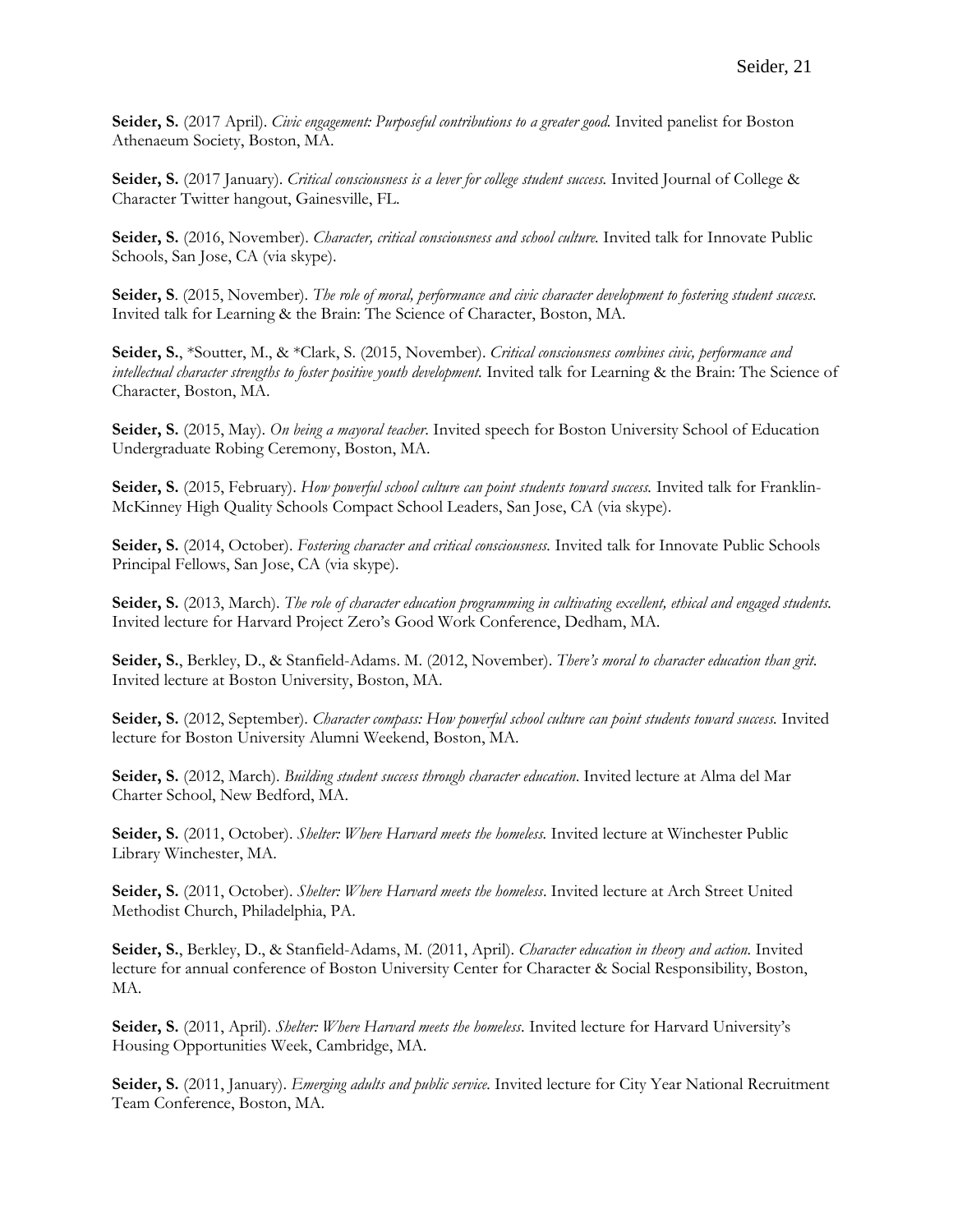**Seider, S.** (2017 April). *Civic engagement: Purposeful contributions to a greater good.* Invited panelist for Boston Athenaeum Society, Boston, MA.

**Seider, S.** (2017 January). *Critical consciousness is a lever for college student success.* Invited Journal of College & Character Twitter hangout, Gainesville, FL.

**Seider, S.** (2016, November). *Character, critical consciousness and school culture.* Invited talk for Innovate Public Schools, San Jose, CA (via skype).

**Seider, S**. (2015, November). *The role of moral, performance and civic character development to fostering student success.* Invited talk for Learning & the Brain: The Science of Character, Boston, MA.

**Seider, S.**, *Soutter, M., & *Clark, S. (2015, November). *Critical consciousness combines civic, performance and intellectual character strengths to foster positive youth development.* Invited talk for Learning & the Brain: The Science of Character, Boston, MA.

**Seider, S.** (2015, May). *On being a mayoral teacher*. Invited speech for Boston University School of Education Undergraduate Robing Ceremony, Boston, MA.

**Seider, S.** (2015, February). *How powerful school culture can point students toward success.* Invited talk for Franklin-McKinney High Quality Schools Compact School Leaders, San Jose, CA (via skype).

**Seider, S.** (2014, October). *Fostering character and critical consciousness.* Invited talk for Innovate Public Schools Principal Fellows, San Jose, CA (via skype).

**Seider, S.** (2013, March). *The role of character education programming in cultivating excellent, ethical and engaged students.* Invited lecture for Harvard Project Zero's Good Work Conference, Dedham, MA.

**Seider, S.**, Berkley, D., & Stanfield-Adams. M. (2012, November). *There's moral to character education than grit.* Invited lecture at Boston University, Boston, MA.

**Seider, S.** (2012, September). *Character compass: How powerful school culture can point students toward success.* Invited lecture for Boston University Alumni Weekend, Boston, MA.

**Seider, S.** (2012, March). *Building student success through character education*. Invited lecture at Alma del Mar Charter School, New Bedford, MA.

**Seider, S.** (2011, October). *Shelter: Where Harvard meets the homeless.* Invited lecture at Winchester Public Library Winchester, MA.

**Seider, S.** (2011, October). *Shelter: Where Harvard meets the homeless*. Invited lecture at Arch Street United Methodist Church, Philadelphia, PA.

**Seider, S.**, Berkley, D., & Stanfield-Adams, M. (2011, April). *Character education in theory and action.* Invited lecture for annual conference of Boston University Center for Character & Social Responsibility, Boston, MA.

**Seider, S.** (2011, April). *Shelter: Where Harvard meets the homeless*. Invited lecture for Harvard University's Housing Opportunities Week, Cambridge, MA.

**Seider, S.** (2011, January). *Emerging adults and public service.* Invited lecture for City Year National Recruitment Team Conference, Boston, MA.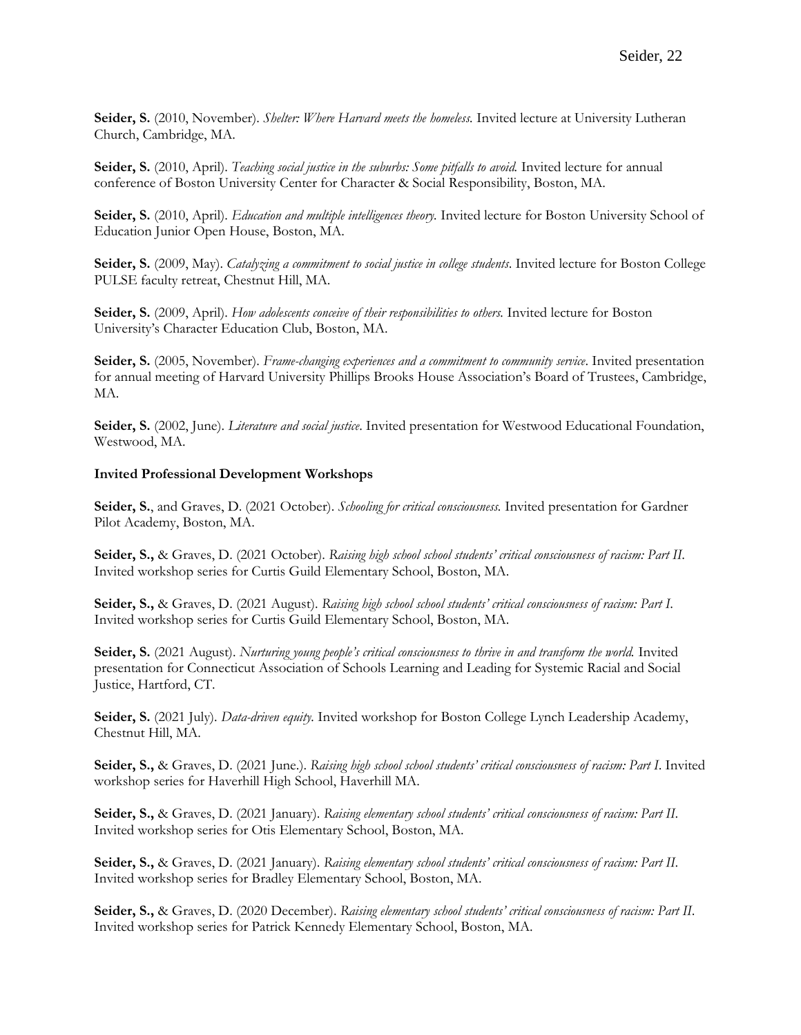**Seider, S.** (2010, November). *Shelter: Where Harvard meets the homeless.* Invited lecture at University Lutheran Church, Cambridge, MA.

**Seider, S.** (2010, April). *Teaching social justice in the suburbs: Some pitfalls to avoid.* Invited lecture for annual conference of Boston University Center for Character & Social Responsibility, Boston, MA.

**Seider, S.** (2010, April). *Education and multiple intelligences theory.* Invited lecture for Boston University School of Education Junior Open House, Boston, MA.

**Seider, S.** (2009, May). *Catalyzing a commitment to social justice in college students*. Invited lecture for Boston College PULSE faculty retreat, Chestnut Hill, MA.

**Seider, S.** (2009, April). *How adolescents conceive of their responsibilities to others.* Invited lecture for Boston University's Character Education Club, Boston, MA.

**Seider, S.** (2005, November). *Frame-changing experiences and a commitment to community service*. Invited presentation for annual meeting of Harvard University Phillips Brooks House Association's Board of Trustees, Cambridge, MA.

**Seider, S.** (2002, June). *Literature and social justice*. Invited presentation for Westwood Educational Foundation, Westwood, MA.

**Invited Professional Development Workshops**

**Seider, S.**, and Graves, D. (2021 October). *Schooling for critical consciousness.* Invited presentation for Gardner Pilot Academy, Boston, MA.

**Seider, S.,** & Graves, D. (2021 October). *Raising high school school students' critical consciousness of racism: Part II*. Invited workshop series for Curtis Guild Elementary School, Boston, MA.

**Seider, S.,** & Graves, D. (2021 August). *Raising high school school students' critical consciousness of racism: Part I*. Invited workshop series for Curtis Guild Elementary School, Boston, MA.

**Seider, S.** (2021 August). *Nurturing young people's critical consciousness to thrive in and transform the world.* Invited presentation for Connecticut Association of Schools Learning and Leading for Systemic Racial and Social Justice, Hartford, CT.

**Seider, S.** (2021 July). *Data-driven equity.* Invited workshop for Boston College Lynch Leadership Academy, Chestnut Hill, MA.

**Seider, S.,** & Graves, D. (2021 June.). *Raising high school school students' critical consciousness of racism: Part I*. Invited workshop series for Haverhill High School, Haverhill MA.

**Seider, S.,** & Graves, D. (2021 January). *Raising elementary school students' critical consciousness of racism: Part II*. Invited workshop series for Otis Elementary School, Boston, MA.

**Seider, S.,** & Graves, D. (2021 January). *Raising elementary school students' critical consciousness of racism: Part II*. Invited workshop series for Bradley Elementary School, Boston, MA.

**Seider, S.,** & Graves, D. (2020 December). *Raising elementary school students' critical consciousness of racism: Part II*. Invited workshop series for Patrick Kennedy Elementary School, Boston, MA.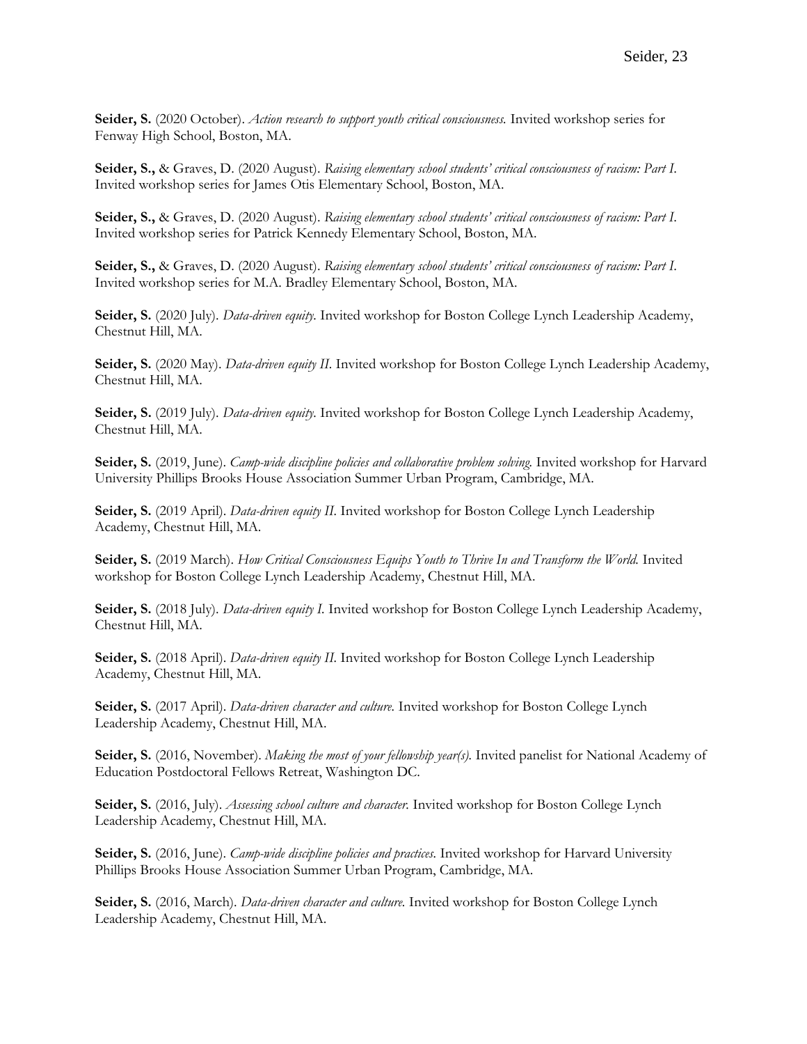**Seider, S.** (2020 October). *Action research to support youth critical consciousness.* Invited workshop series for Fenway High School, Boston, MA.

**Seider, S.,** & Graves, D. (2020 August). *Raising elementary school students' critical consciousness of racism: Part I.* Invited workshop series for James Otis Elementary School, Boston, MA.

**Seider, S.,** & Graves, D. (2020 August). *Raising elementary school students' critical consciousness of racism: Part I.* Invited workshop series for Patrick Kennedy Elementary School, Boston, MA.

**Seider, S.,** & Graves, D. (2020 August). *Raising elementary school students' critical consciousness of racism: Part I.* Invited workshop series for M.A. Bradley Elementary School, Boston, MA.

**Seider, S.** (2020 July). *Data-driven equity.* Invited workshop for Boston College Lynch Leadership Academy, Chestnut Hill, MA.

**Seider, S.** (2020 May). *Data-driven equity II.* Invited workshop for Boston College Lynch Leadership Academy, Chestnut Hill, MA.

**Seider, S.** (2019 July). *Data-driven equity.* Invited workshop for Boston College Lynch Leadership Academy, Chestnut Hill, MA.

**Seider, S.** (2019, June). *Camp-wide discipline policies and collaborative problem solving.* Invited workshop for Harvard University Phillips Brooks House Association Summer Urban Program, Cambridge, MA.

**Seider, S.** (2019 April). *Data-driven equity II.* Invited workshop for Boston College Lynch Leadership Academy, Chestnut Hill, MA.

**Seider, S.** (2019 March). *How Critical Consciousness Equips Youth to Thrive In and Transform the World.* Invited workshop for Boston College Lynch Leadership Academy, Chestnut Hill, MA.

**Seider, S.** (2018 July). *Data-driven equity I.* Invited workshop for Boston College Lynch Leadership Academy, Chestnut Hill, MA.

**Seider, S.** (2018 April). *Data-driven equity II.* Invited workshop for Boston College Lynch Leadership Academy, Chestnut Hill, MA.

**Seider, S.** (2017 April). *Data-driven character and culture.* Invited workshop for Boston College Lynch Leadership Academy, Chestnut Hill, MA.

**Seider, S.** (2016, November). *Making the most of your fellowship year(s).* Invited panelist for National Academy of Education Postdoctoral Fellows Retreat, Washington DC.

**Seider, S.** (2016, July). *Assessing school culture and character.* Invited workshop for Boston College Lynch Leadership Academy, Chestnut Hill, MA.

**Seider, S.** (2016, June). *Camp-wide discipline policies and practices.* Invited workshop for Harvard University Phillips Brooks House Association Summer Urban Program, Cambridge, MA.

**Seider, S.** (2016, March). *Data-driven character and culture.* Invited workshop for Boston College Lynch Leadership Academy, Chestnut Hill, MA.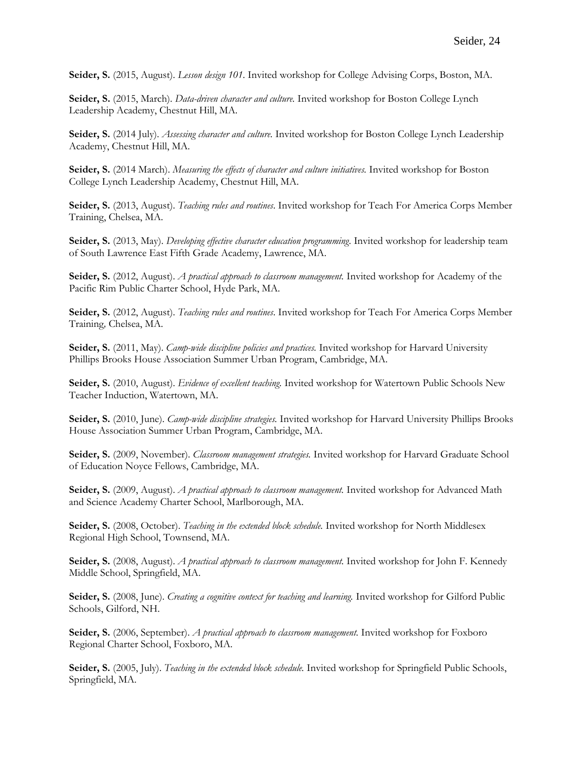**Seider, S.** (2015, August). *Lesson design 101*. Invited workshop for College Advising Corps, Boston, MA.

**Seider, S.** (2015, March). *Data-driven character and culture.* Invited workshop for Boston College Lynch Leadership Academy, Chestnut Hill, MA.

**Seider, S.** (2014 July). *Assessing character and culture.* Invited workshop for Boston College Lynch Leadership Academy, Chestnut Hill, MA.

**Seider, S.** (2014 March). *Measuring the effects of character and culture initiatives.* Invited workshop for Boston College Lynch Leadership Academy, Chestnut Hill, MA.

**Seider, S.** (2013, August). *Teaching rules and routines*. Invited workshop for Teach For America Corps Member Training, Chelsea, MA.

**Seider, S.** (2013, May). *Developing effective character education programming.* Invited workshop for leadership team of South Lawrence East Fifth Grade Academy, Lawrence, MA.

**Seider, S.** (2012, August). *A practical approach to classroom management.* Invited workshop for Academy of the Pacific Rim Public Charter School, Hyde Park, MA.

**Seider, S.** (2012, August). *Teaching rules and routines*. Invited workshop for Teach For America Corps Member Training, Chelsea, MA.

**Seider, S.** (2011, May). *Camp-wide discipline policies and practices.* Invited workshop for Harvard University Phillips Brooks House Association Summer Urban Program, Cambridge, MA.

**Seider, S.** (2010, August). *Evidence of excellent teaching.* Invited workshop for Watertown Public Schools New Teacher Induction, Watertown, MA.

**Seider, S.** (2010, June). *Camp-wide discipline strategies.* Invited workshop for Harvard University Phillips Brooks House Association Summer Urban Program, Cambridge, MA.

**Seider, S.** (2009, November). *Classroom management strategies.* Invited workshop for Harvard Graduate School of Education Noyce Fellows, Cambridge, MA.

**Seider, S.** (2009, August). *A practical approach to classroom management.* Invited workshop for Advanced Math and Science Academy Charter School, Marlborough, MA.

**Seider, S.** (2008, October). *Teaching in the extended block schedule.* Invited workshop for North Middlesex Regional High School, Townsend, MA.

**Seider, S.** (2008, August). *A practical approach to classroom management.* Invited workshop for John F. Kennedy Middle School, Springfield, MA.

**Seider, S.** (2008, June). *Creating a cognitive context for teaching and learning.* Invited workshop for Gilford Public Schools, Gilford, NH.

**Seider, S.** (2006, September). *A practical approach to classroom management.* Invited workshop for Foxboro Regional Charter School, Foxboro, MA.

**Seider, S.** (2005, July). *Teaching in the extended block schedule.* Invited workshop for Springfield Public Schools, Springfield, MA.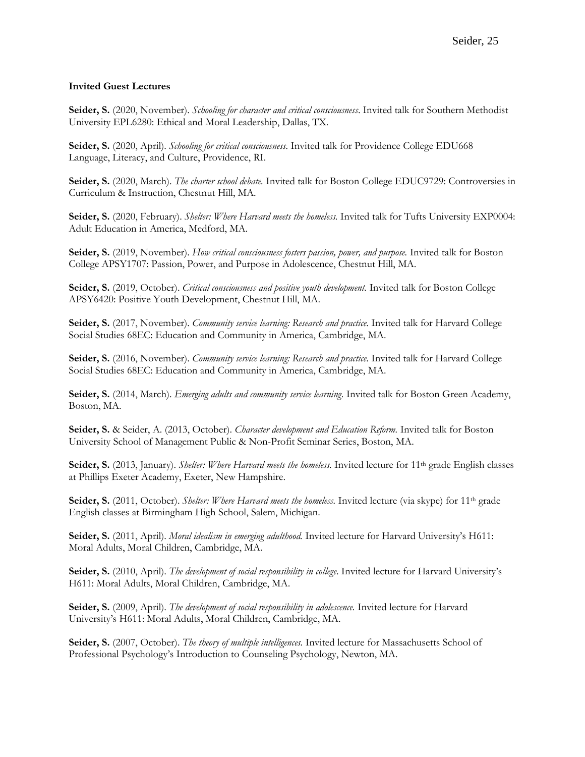**Invited Guest Lectures**

**Seider, S.** (2020, November). *Schooling for character and critical consciousness*. Invited talk for Southern Methodist University EPL6280: Ethical and Moral Leadership, Dallas, TX.

**Seider, S.** (2020, April). *Schooling for critical consciousness.* Invited talk for Providence College EDU668 Language, Literacy, and Culture, Providence, RI.

**Seider, S.** (2020, March). *The charter school debate.* Invited talk for Boston College EDUC9729: Controversies in Curriculum & Instruction, Chestnut Hill, MA.

**Seider, S.** (2020, February). *Shelter: Where Harvard meets the homeless.* Invited talk for Tufts University EXP0004: Adult Education in America, Medford, MA.

**Seider, S.** (2019, November). *How critical consciousness fosters passion, power, and purpose.* Invited talk for Boston College APSY1707: Passion, Power, and Purpose in Adolescence, Chestnut Hill, MA.

**Seider, S.** (2019, October). *Critical consciousness and positive youth development.* Invited talk for Boston College APSY6420: Positive Youth Development, Chestnut Hill, MA.

**Seider, S.** (2017, November). *Community service learning: Research and practice.* Invited talk for Harvard College Social Studies 68EC: Education and Community in America, Cambridge, MA.

**Seider, S.** (2016, November). *Community service learning: Research and practice.* Invited talk for Harvard College Social Studies 68EC: Education and Community in America, Cambridge, MA.

**Seider, S.** (2014, March). *Emerging adults and community service learning*. Invited talk for Boston Green Academy, Boston, MA.

**Seider, S.** & Seider, A. (2013, October). *Character development and Education Reform.* Invited talk for Boston University School of Management Public & Non-Profit Seminar Series, Boston, MA.

**Seider, S.** (2013, January). *Shelter: Where Harvard meets the homeless.* Invited lecture for 11th grade English classes at Phillips Exeter Academy, Exeter, New Hampshire.

**Seider, S.** (2011, October). *Shelter: Where Harvard meets the homeless*. Invited lecture (via skype) for 11th grade English classes at Birmingham High School, Salem, Michigan.

**Seider, S.** (2011, April). *Moral idealism in emerging adulthood.* Invited lecture for Harvard University's H611: Moral Adults, Moral Children, Cambridge, MA.

**Seider, S.** (2010, April). *The development of social responsibility in college*. Invited lecture for Harvard University's H611: Moral Adults, Moral Children, Cambridge, MA.

**Seider, S.** (2009, April). *The development of social responsibility in adolescence.* Invited lecture for Harvard University's H611: Moral Adults, Moral Children, Cambridge, MA.

**Seider, S.** (2007, October). *The theory of multiple intelligences*. Invited lecture for Massachusetts School of Professional Psychology's Introduction to Counseling Psychology, Newton, MA.